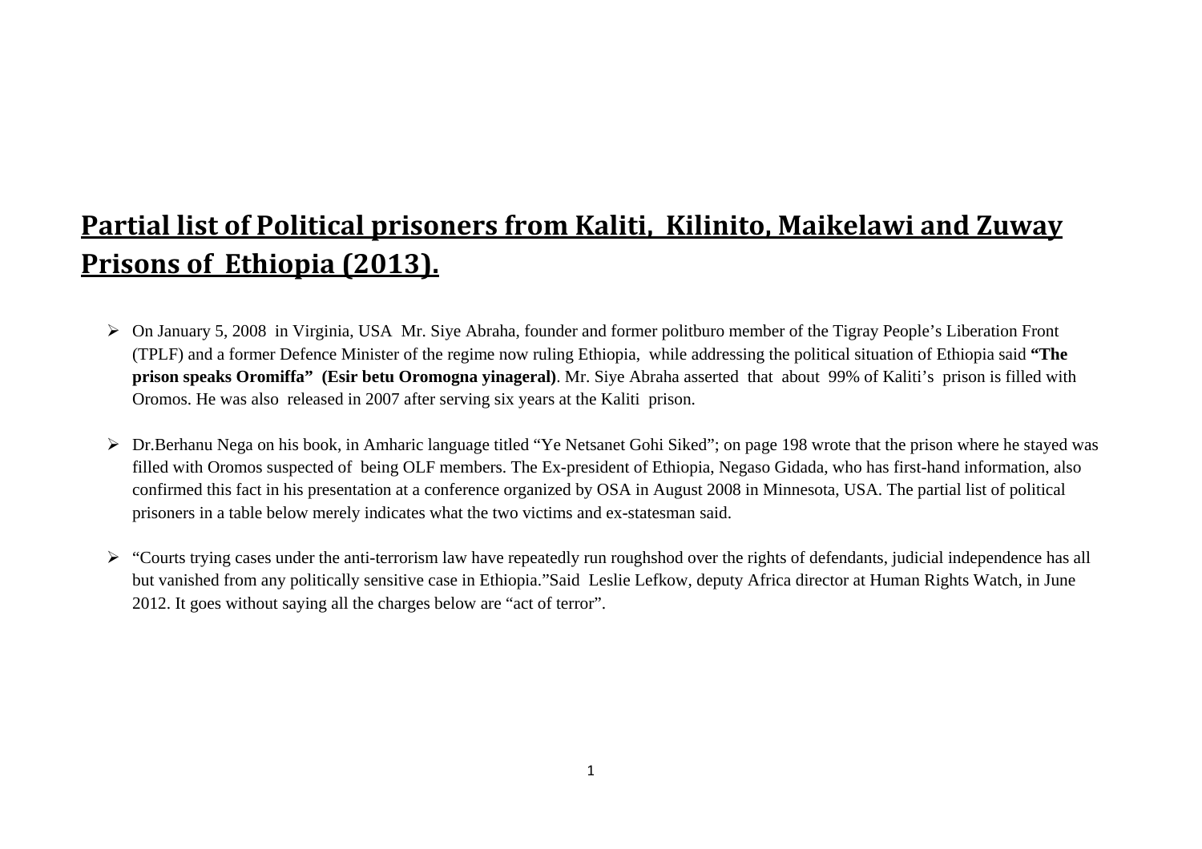# Partial list of Political prisoners from Kaliti, Kilinito, Maikelawi and Zuway Prisons of Ethiopia (2013).

- On January 5, 2008 in Virginia, USA Mr. Siye Abraha, founder and former politburo member of the Tigray People's Liberation Front (TPLF) and a former Defence Minister of the regime now ruling Ethiopia, while addressing the political situation of Ethiopia said **"The prison speaks Oromiffa" (Esir betu Oromogna yinageral)**. Mr. Siye Abraha asserted that about 99% of Kaliti's prison is filled with Oromos. He was also released in 2007 after serving six years at the Kaliti prison.

- Dr.Berhanu Nega on his book, in Amharic language titled "Ye Netsanet Gohi Siked"; on page 198 wrote that the prison where he stayed was filled with Oromos suspected of being OLF members. The Ex-president of Ethiopia, Negaso Gidada, who has first-hand information, also confirmed this fact in his presentation at a conference organized by OSA in August 2008 in Minnesota, USA. The partial list of political prisoners in a table below merely indicates what the two victims and ex-statesman said.

- "Courts trying cases under the anti-terrorism law have repeatedly run roughshod over the rights of defendants, judicial independence has all but vanished from any politically sensitive case in Ethiopia."Said Leslie Lefkow, deputy Africa director at Human Rights Watch, in June 2012. It goes without saying all the charges below are "act of terror".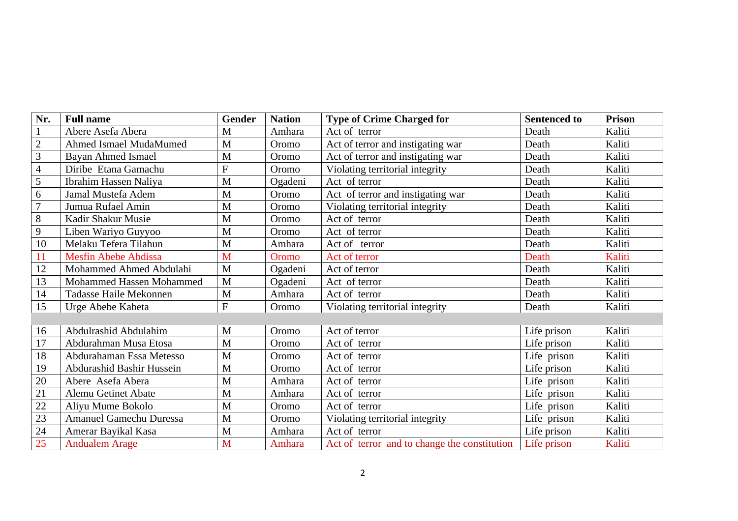| Nr. | Full name | Gender | Nation | Type of Crime Charged for | Sentenced to | Prison |
|---|---|---|---|---|---|---|
| 1 | Abere Asefa Abera | M | Amhara | Act of terror | Death | Kaliti |
| 2 | Ahmed Ismael MudaMumed | M | Oromo | Act of terror and instigating war | Death | Kaliti |
| 3 | Bayan Ahmed Ismael | M | Oromo | Act of terror and instigating war | Death | Kaliti |
| 4 | Diribe Etana Gamachu | F | Oromo | Violating territorial integrity | Death | Kaliti |
| 5 | Ibrahim Hassen Naliya | M | Ogadeni | Act of terror | Death | Kaliti |
| 6 | Jamal Mustefa Adem | M | Oromo | Act of terror and instigating war | Death | Kaliti |
| 7 | Jumua Rufael Amin | M | Oromo | Violating territorial integrity | Death | Kaliti |
| 8 | Kadir Shakur Musie | M | Oromo | Act of terror | Death | Kaliti |
| 9 | Liben Wariyo Guyyoo | M | Oromo | Act of terror | Death | Kaliti |
| 10 | Melaku Tefera Tilahun | M | Amhara | Act of terror | Death | Kaliti |
| 11 | Mesfin Abebe Abdissa | M | Oromo | Act of terror | Death | Kaliti |
| 12 | Mohammed Ahmed Abdulahi | M | Ogadeni | Act of terror | Death | Kaliti |
| 13 | Mohammed Hassen Mohammed | M | Ogadeni | Act of terror | Death | Kaliti |
| 14 | Tadasse Haile Mekonnen | M | Amhara | Act of terror | Death | Kaliti |
| 15 | Urge Abebe Kabeta | F | Oromo | Violating territorial integrity | Death | Kaliti |
| | | | | | | |
| 16 | Abdulrashid Abdulahim | M | Oromo | Act of terror | Life prison | Kaliti |
| 17 | Abdurahman Musa Etosa | M | Oromo | Act of terror | Life prison | Kaliti |
| 18 | Abdurahaman Essa Metesso | M | Oromo | Act of terror | Life prison | Kaliti |
| 19 | Abdurashid Bashir Hussein | M | Oromo | Act of terror | Life prison | Kaliti |
| 20 | Abere Asefa Abera | M | Amhara | Act of terror | Life prison | Kaliti |
| 21 | Alemu Getinet Abate | M | Amhara | Act of terror | Life prison | Kaliti |
| 22 | Aliyu Mume Bokolo | M | Oromo | Act of terror | Life prison | Kaliti |
| 23 | Amanuel Gamechu Duressa | M | Oromo | Violating territorial integrity | Life prison | Kaliti |
| 24 | Amerar Bayikal Kasa | M | Amhara | Act of terror | Life prison | Kaliti |
| 25 | Andualem Arage | M | Amhara | Act of terror and to change the constitution | Life prison | Kaliti |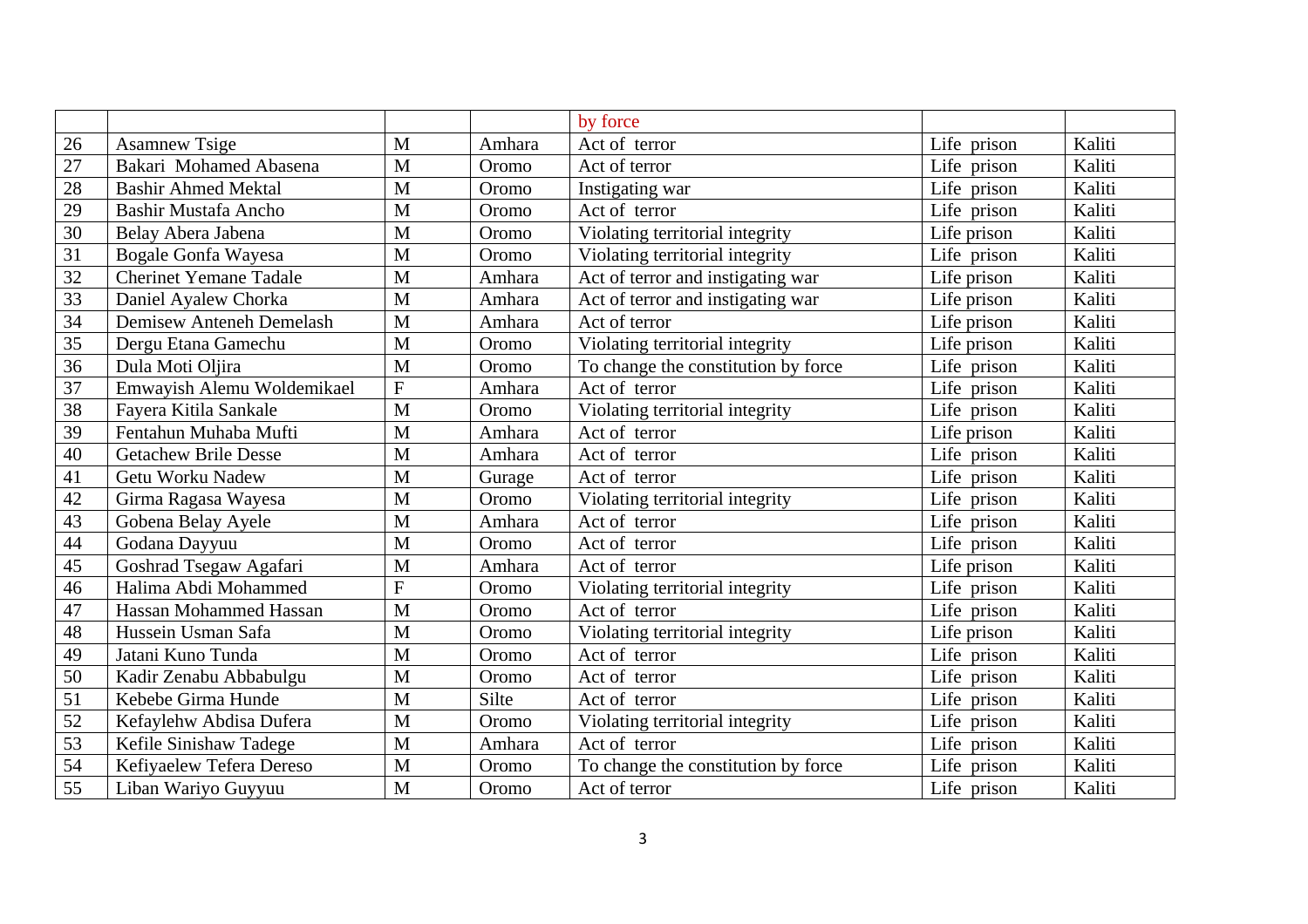| | | | | by force | | |
|---|---|---|---|---|---|---|
| 26 | Asamnew Tsige | M | Amhara | Act of terror | Life prison | Kaliti |
| 27 | Bakari Mohamed Abasena | M | Oromo | Act of terror | Life prison | Kaliti |
| 28 | Bashir Ahmed Mektal | M | Oromo | Instigating war | Life prison | Kaliti |
| 29 | Bashir Mustafa Ancho | M | Oromo | Act of terror | Life prison | Kaliti |
| 30 | Belay Abera Jabena | M | Oromo | Violating territorial integrity | Life prison | Kaliti |
| 31 | Bogale Gonfa Wayesa | M | Oromo | Violating territorial integrity | Life prison | Kaliti |
| 32 | Cherinet Yemane Tadale | M | Amhara | Act of terror and instigating war | Life prison | Kaliti |
| 33 | Daniel Ayalew Chorka | M | Amhara | Act of terror and instigating war | Life prison | Kaliti |
| 34 | Demisew Anteneh Demelash | M | Amhara | Act of terror | Life prison | Kaliti |
| 35 | Dergu Etana Gamechu | M | Oromo | Violating territorial integrity | Life prison | Kaliti |
| 36 | Dula Moti Oljira | M | Oromo | To change the constitution by force | Life prison | Kaliti |
| 37 | Emwayish Alemu Woldemikael | F | Amhara | Act of terror | Life prison | Kaliti |
| 38 | Fayera Kitila Sankale | M | Oromo | Violating territorial integrity | Life prison | Kaliti |
| 39 | Fentahun Muhaba Mufti | M | Amhara | Act of terror | Life prison | Kaliti |
| 40 | Getachew Brile Desse | M | Amhara | Act of terror | Life prison | Kaliti |
| 41 | Getu Worku Nadew | M | Gurage | Act of terror | Life prison | Kaliti |
| 42 | Girma Ragasa Wayesa | M | Oromo | Violating territorial integrity | Life prison | Kaliti |
| 43 | Gobena Belay Ayele | M | Amhara | Act of terror | Life prison | Kaliti |
| 44 | Godana Dayyuu | M | Oromo | Act of terror | Life prison | Kaliti |
| 45 | Goshrad Tsegaw Agafari | M | Amhara | Act of terror | Life prison | Kaliti |
| 46 | Halima Abdi Mohammed | F | Oromo | Violating territorial integrity | Life prison | Kaliti |
| 47 | Hassan Mohammed Hassan | M | Oromo | Act of terror | Life prison | Kaliti |
| 48 | Hussein Usman Safa | M | Oromo | Violating territorial integrity | Life prison | Kaliti |
| 49 | Jatani Kuno Tunda | M | Oromo | Act of terror | Life prison | Kaliti |
| 50 | Kadir Zenabu Abbabulgu | M | Oromo | Act of terror | Life prison | Kaliti |
| 51 | Kebebe Girma Hunde | M | Silte | Act of terror | Life prison | Kaliti |
| 52 | Kefaylehw Abdisa Dufera | M | Oromo | Violating territorial integrity | Life prison | Kaliti |
| 53 | Kefile Sinishaw Tadege | M | Amhara | Act of terror | Life prison | Kaliti |
| 54 | Kefiyaelew Tefera Dereso | M | Oromo | To change the constitution by force | Life prison | Kaliti |
| 55 | Liban Wariyo Guyyuu | M | Oromo | Act of terror | Life prison | Kaliti |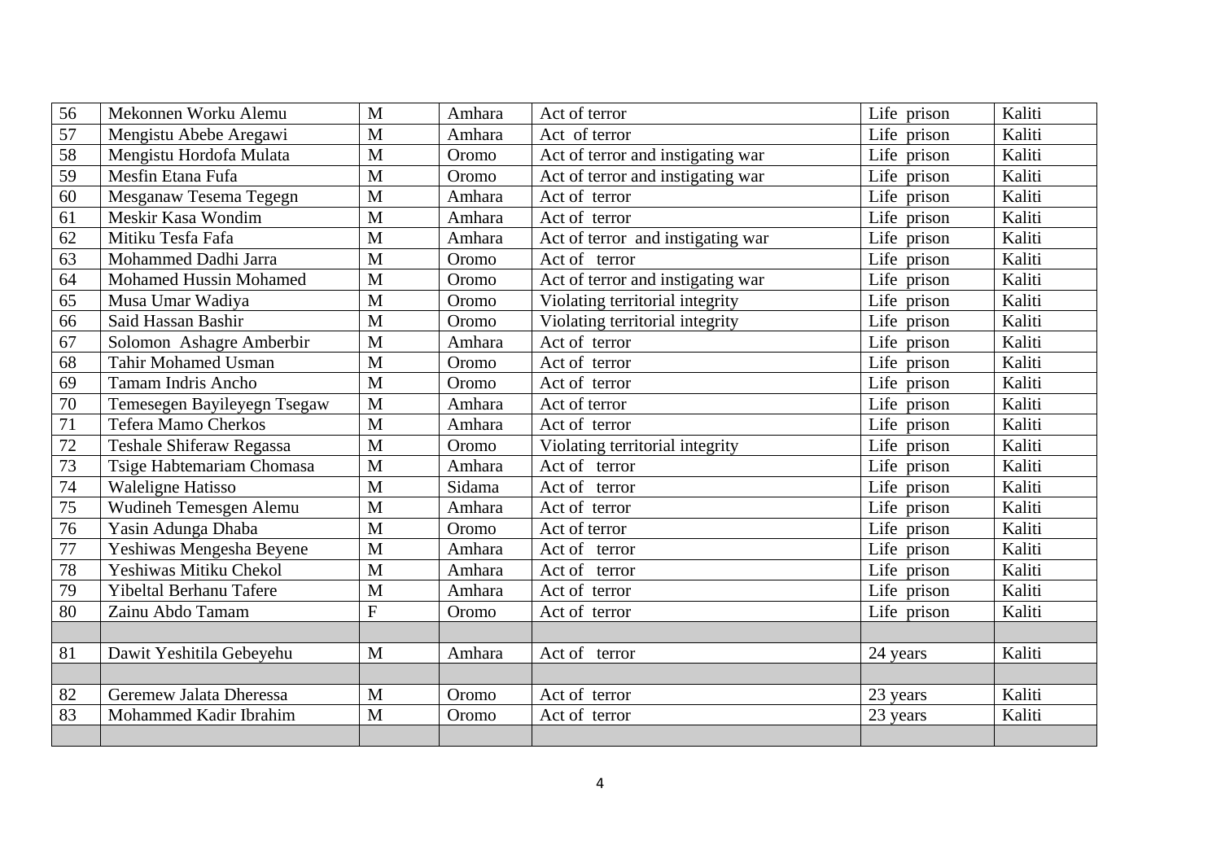| 56 | Mekonnen Worku Alemu | M | Amhara | Act of terror | Life prison | Kaliti |
|---|---|---|---|---|---|---|
| 57 | Mengistu Abebe Aregawi | M | Amhara | Act of terror | Life prison | Kaliti |
| 58 | Mengistu Hordofa Mulata | M | Oromo | Act of terror and instigating war | Life prison | Kaliti |
| 59 | Mesfin Etana Fufa | M | Oromo | Act of terror and instigating war | Life prison | Kaliti |
| 60 | Mesganaw Tesema Tegegn | M | Amhara | Act of terror | Life prison | Kaliti |
| 61 | Meskir Kasa Wondim | M | Amhara | Act of terror | Life prison | Kaliti |
| 62 | Mitiku Tesfa Fafa | M | Amhara | Act of terror and instigating war | Life prison | Kaliti |
| 63 | Mohammed Dadhi Jarra | M | Oromo | Act of terror | Life prison | Kaliti |
| 64 | Mohamed Hussin Mohamed | M | Oromo | Act of terror and instigating war | Life prison | Kaliti |
| 65 | Musa Umar Wadiya | M | Oromo | Violating territorial integrity | Life prison | Kaliti |
| 66 | Said Hassan Bashir | M | Oromo | Violating territorial integrity | Life prison | Kaliti |
| 67 | Solomon Ashagre Amberbir | M | Amhara | Act of terror | Life prison | Kaliti |
| 68 | Tahir Mohamed Usman | M | Oromo | Act of terror | Life prison | Kaliti |
| 69 | Tamam Indris Ancho | M | Oromo | Act of terror | Life prison | Kaliti |
| 70 | Temesegen Bayileyegn Tsegaw | M | Amhara | Act of terror | Life prison | Kaliti |
| 71 | Tefera Mamo Cherkos | M | Amhara | Act of terror | Life prison | Kaliti |
| 72 | Teshale Shiferaw Regassa | M | Oromo | Violating territorial integrity | Life prison | Kaliti |
| 73 | Tsige Habtemariam Chomasa | M | Amhara | Act of terror | Life prison | Kaliti |
| 74 | Waleligne Hatisso | M | Sidama | Act of terror | Life prison | Kaliti |
| 75 | Wudineh Temesgen Alemu | M | Amhara | Act of terror | Life prison | Kaliti |
| 76 | Yasin Adunga Dhaba | M | Oromo | Act of terror | Life prison | Kaliti |
| 77 | Yeshiwas Mengesha Beyene | M | Amhara | Act of terror | Life prison | Kaliti |
| 78 | Yeshiwas Mitiku Chekol | M | Amhara | Act of terror | Life prison | Kaliti |
| 79 | Yibeltal Berhanu Tafere | M | Amhara | Act of terror | Life prison | Kaliti |
| 80 | Zainu Abdo Tamam | F | Oromo | Act of terror | Life prison | Kaliti |
| | | | | | | |
| 81 | Dawit Yeshitila Gebeyehu | M | Amhara | Act of terror | 24 years | Kaliti |
| | | | | | | |
| 82 | Geremew Jalata Dheressa | M | Oromo | Act of terror | 23 years | Kaliti |
| 83 | Mohammed Kadir Ibrahim | M | Oromo | Act of terror | 23 years | Kaliti |
| | | | | | | |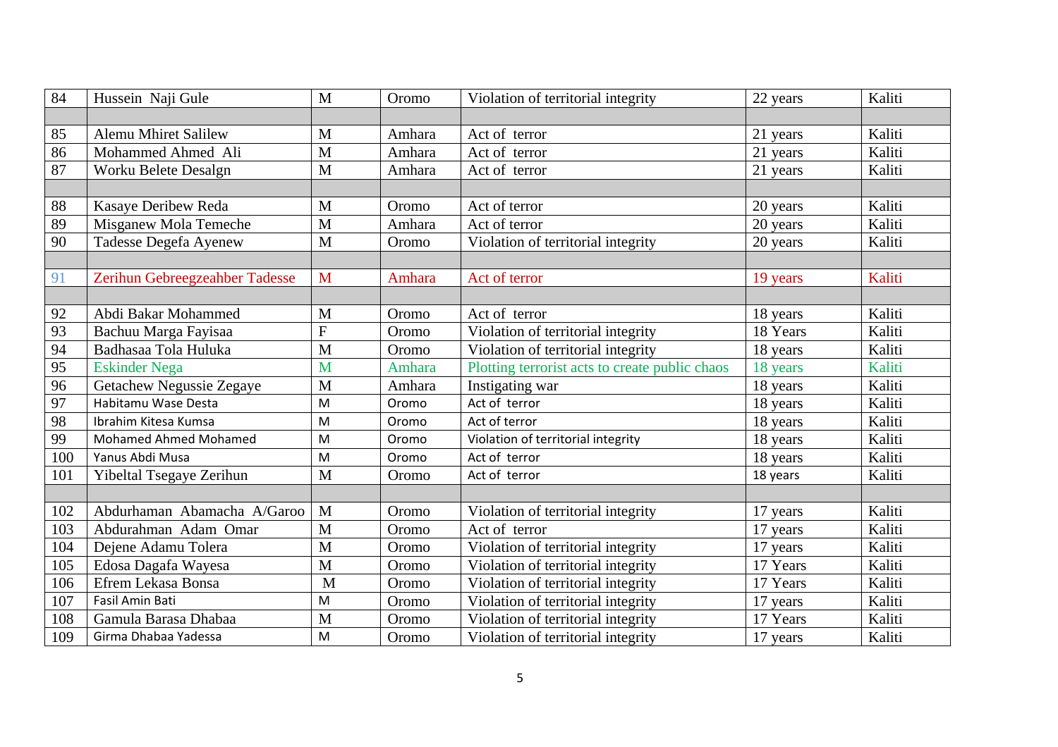| 84 | Hussein Naji Gule | M | Oromo | Violation of territorial integrity | 22 years | Kaliti |
|---|---|---|---|---|---|---|
| | | | | | | |
| 85 | Alemu Mhiret Salilew | M | Amhara | Act of terror | 21 years | Kaliti |
| 86 | Mohammed Ahmed Ali | M | Amhara | Act of terror | 21 years | Kaliti |
| 87 | Worku Belete Desalgn | M | Amhara | Act of terror | 21 years | Kaliti |
| | | | | | | |
| 88 | Kasaye Deribew Reda | M | Oromo | Act of terror | 20 years | Kaliti |
| 89 | Misganew Mola Temeche | M | Amhara | Act of terror | 20 years | Kaliti |
| 90 | Tadesse Degefa Ayenew | M | Oromo | Violation of territorial integrity | 20 years | Kaliti |
| | | | | | | |
| 91 | Zerihun Gebreegzeahber Tadesse | M | Amhara | Act of terror | 19 years | Kaliti |
| | | | | | | |
| 92 | Abdi Bakar Mohammed | M | Oromo | Act of terror | 18 years | Kaliti |
| 93 | Bachuu Marga Fayisaa | F | Oromo | Violation of territorial integrity | 18 Years | Kaliti |
| 94 | Badhasaa Tola Huluka | M | Oromo | Violation of territorial integrity | 18 years | Kaliti |
| 95 | Eskinder Nega | M | Amhara | Plotting terrorist acts to create public chaos | 18 years | Kaliti |
| 96 | Getachew Negussie Zegaye | M | Amhara | Instigating war | 18 years | Kaliti |
| 97 | Habitamu Wase Desta | M | Oromo | Act of terror | 18 years | Kaliti |
| 98 | Ibrahim Kitesa Kumsa | M | Oromo | Act of terror | 18 years | Kaliti |
| 99 | Mohamed Ahmed Mohamed | M | Oromo | Violation of territorial integrity | 18 years | Kaliti |
| 100 | Yanus Abdi Musa | M | Oromo | Act of terror | 18 years | Kaliti |
| 101 | Yibeltal Tsegaye Zerihun | M | Oromo | Act of terror | 18 years | Kaliti |
| | | | | | | |
| 102 | Abdurhaman Abamacha A/Garoo | M | Oromo | Violation of territorial integrity | 17 years | Kaliti |
| 103 | Abdurahman Adam Omar | M | Oromo | Act of terror | 17 years | Kaliti |
| 104 | Dejene Adamu Tolera | M | Oromo | Violation of territorial integrity | 17 years | Kaliti |
| 105 | Edosa Dagafa Wayesa | M | Oromo | Violation of territorial integrity | 17 Years | Kaliti |
| 106 | Efrem Lekasa Bonsa | M | Oromo | Violation of territorial integrity | 17 Years | Kaliti |
| 107 | Fasil Amin Bati | M | Oromo | Violation of territorial integrity | 17 years | Kaliti |
| 108 | Gamula Barasa Dhabaa | M | Oromo | Violation of territorial integrity | 17 Years | Kaliti |
| 109 | Girma Dhabaa Yadessa | M | Oromo | Violation of territorial integrity | 17 years | Kaliti |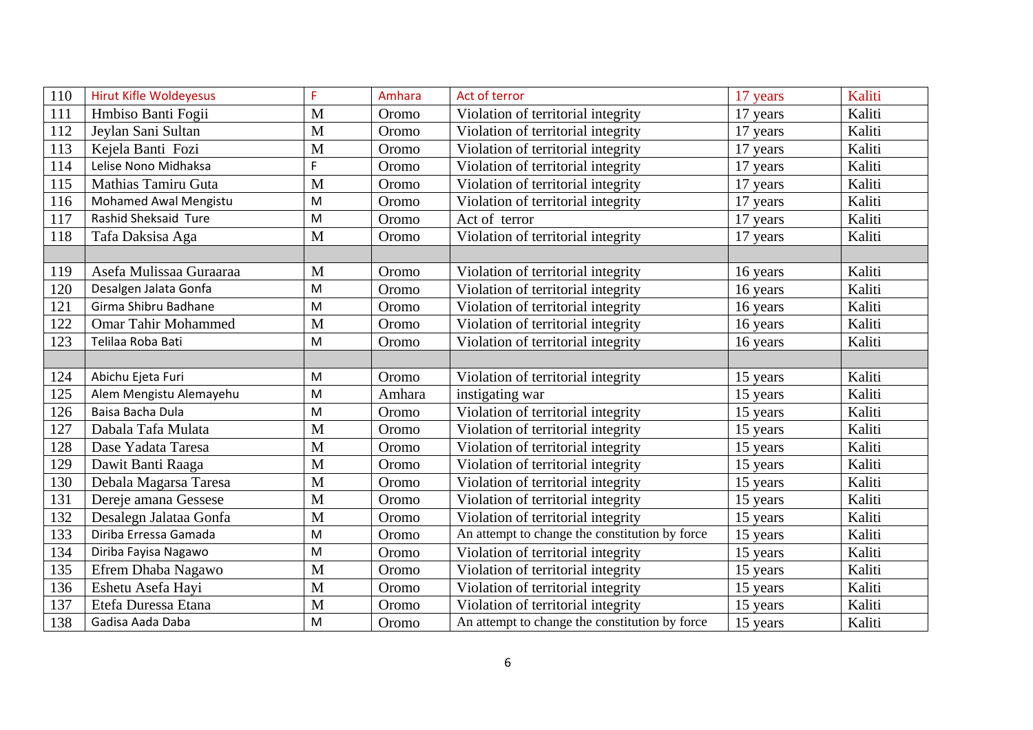| 110 | Hirut Kifle Woldeyesus | F | Amhara | Act of terror | 17 years | Kaliti |
|---|---|---|---|---|---|---|
| 111 | Hmbiso Banti Fogii | M | Oromo | Violation of territorial integrity | 17 years | Kaliti |
| 112 | Jeylan Sani Sultan | M | Oromo | Violation of territorial integrity | 17 years | Kaliti |
| 113 | Kejela Banti Fozi | M | Oromo | Violation of territorial integrity | 17 years | Kaliti |
| 114 | Lelise Nono Midhaksa | F | Oromo | Violation of territorial integrity | 17 years | Kaliti |
| 115 | Mathias Tamiru Guta | M | Oromo | Violation of territorial integrity | 17 years | Kaliti |
| 116 | Mohamed Awal Mengistu | M | Oromo | Violation of territorial integrity | 17 years | Kaliti |
| 117 | Rashid Sheksaid Ture | M | Oromo | Act of terror | 17 years | Kaliti |
| 118 | Tafa Daksisa Aga | M | Oromo | Violation of territorial integrity | 17 years | Kaliti |
| | | | | | | |
| 119 | Asefa Mulissaa Guraaraa | M | Oromo | Violation of territorial integrity | 16 years | Kaliti |
| 120 | Desalgen Jalata Gonfa | M | Oromo | Violation of territorial integrity | 16 years | Kaliti |
| 121 | Girma Shibru Badhane | M | Oromo | Violation of territorial integrity | 16 years | Kaliti |
| 122 | Omar Tahir Mohammed | M | Oromo | Violation of territorial integrity | 16 years | Kaliti |
| 123 | Telilaa Roba Bati | M | Oromo | Violation of territorial integrity | 16 years | Kaliti |
| | | | | | | |
| 124 | Abichu Ejeta Furi | M | Oromo | Violation of territorial integrity | 15 years | Kaliti |
| 125 | Alem Mengistu Alemayehu | M | Amhara | instigating war | 15 years | Kaliti |
| 126 | Baisa Bacha Dula | M | Oromo | Violation of territorial integrity | 15 years | Kaliti |
| 127 | Dabala Tafa Mulata | M | Oromo | Violation of territorial integrity | 15 years | Kaliti |
| 128 | Dase Yadata Taresa | M | Oromo | Violation of territorial integrity | 15 years | Kaliti |
| 129 | Dawit Banti Raaga | M | Oromo | Violation of territorial integrity | 15 years | Kaliti |
| 130 | Debala Magarsa Taresa | M | Oromo | Violation of territorial integrity | 15 years | Kaliti |
| 131 | Dereje amana Gessese | M | Oromo | Violation of territorial integrity | 15 years | Kaliti |
| 132 | Desalegn Jalataa Gonfa | M | Oromo | Violation of territorial integrity | 15 years | Kaliti |
| 133 | Diriba Erressa Gamada | M | Oromo | An attempt to change the constitution by force | 15 years | Kaliti |
| 134 | Diriba Fayisa Nagawo | M | Oromo | Violation of territorial integrity | 15 years | Kaliti |
| 135 | Efrem Dhaba Nagawo | M | Oromo | Violation of territorial integrity | 15 years | Kaliti |
| 136 | Eshetu Asefa Hayi | M | Oromo | Violation of territorial integrity | 15 years | Kaliti |
| 137 | Etefa Duressa Etana | M | Oromo | Violation of territorial integrity | 15 years | Kaliti |
| 138 | Gadisa Aada Daba | M | Oromo | An attempt to change the constitution by force | 15 years | Kaliti |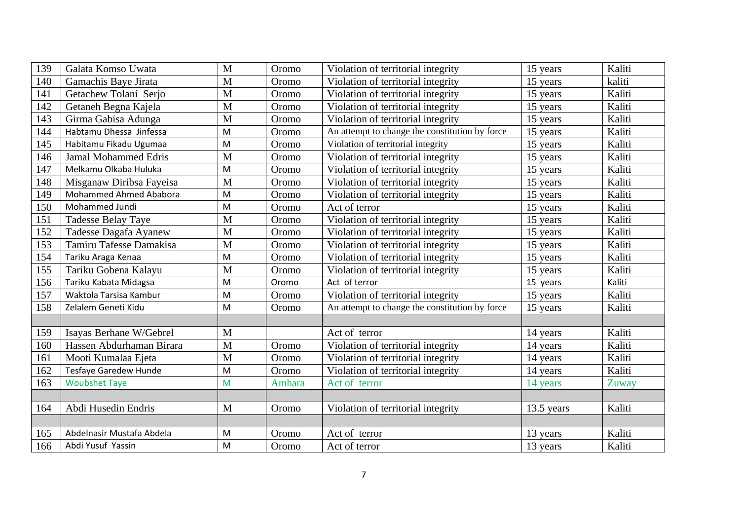| 139 | Galata Komso Uwata | M | Oromo | Violation of territorial integrity | 15 years | Kaliti |
|---|---|---|---|---|---|---|
| 140 | Gamachis Baye Jirata | M | Oromo | Violation of territorial integrity | 15 years | kaliti |
| 141 | Getachew Tolani Serjo | M | Oromo | Violation of territorial integrity | 15 years | Kaliti |
| 142 | Getaneh Begna Kajela | M | Oromo | Violation of territorial integrity | 15 years | Kaliti |
| 143 | Girma Gabisa Adunga | M | Oromo | Violation of territorial integrity | 15 years | Kaliti |
| 144 | Habtamu Dhessa Jinfessa | M | Oromo | An attempt to change the constitution by force | 15 years | Kaliti |
| 145 | Habitamu Fikadu Ugumaa | M | Oromo | Violation of territorial integrity | 15 years | Kaliti |
| 146 | Jamal Mohammed Edris | M | Oromo | Violation of territorial integrity | 15 years | Kaliti |
| 147 | Melkamu Olkaba Huluka | M | Oromo | Violation of territorial integrity | 15 years | Kaliti |
| 148 | Misganaw Diribsa Fayeisa | M | Oromo | Violation of territorial integrity | 15 years | Kaliti |
| 149 | Mohammed Ahmed Ababora | M | Oromo | Violation of territorial integrity | 15 years | Kaliti |
| 150 | Mohammed Jundi | M | Oromo | Act of terror | 15 years | Kaliti |
| 151 | Tadesse Belay Taye | M | Oromo | Violation of territorial integrity | 15 years | Kaliti |
| 152 | Tadesse Dagafa Ayanew | M | Oromo | Violation of territorial integrity | 15 years | Kaliti |
| 153 | Tamiru Tafesse Damakisa | M | Oromo | Violation of territorial integrity | 15 years | Kaliti |
| 154 | Tariku Araga Kenaa | M | Oromo | Violation of territorial integrity | 15 years | Kaliti |
| 155 | Tariku Gobena Kalayu | M | Oromo | Violation of territorial integrity | 15 years | Kaliti |
| 156 | Tariku Kabata Midagsa | M | Oromo | Act of terror | 15 years | Kaliti |
| 157 | Waktola Tarsisa Kambur | M | Oromo | Violation of territorial integrity | 15 years | Kaliti |
| 158 | Zelalem Geneti Kidu | M | Oromo | An attempt to change the constitution by force | 15 years | Kaliti |
| | | | | | | |
| 159 | Isayas Berhane W/Gebrel | M | | Act of terror | 14 years | Kaliti |
| 160 | Hassen Abdurhaman Birara | M | Oromo | Violation of territorial integrity | 14 years | Kaliti |
| 161 | Mooti Kumalaa Ejeta | M | Oromo | Violation of territorial integrity | 14 years | Kaliti |
| 162 | Tesfaye Garedew Hunde | M | Oromo | Violation of territorial integrity | 14 years | Kaliti |
| 163 | Woubshet Taye | M | Amhara | Act of terror | 14 years | Zuway |
| | | | | | | |
| 164 | Abdi Husedin Endris | M | Oromo | Violation of territorial integrity | 13.5 years | Kaliti |
| | | | | | | |
| 165 | Abdelnasir Mustafa Abdela | M | Oromo | Act of terror | 13 years | Kaliti |
| 166 | Abdi Yusuf Yassin | M | Oromo | Act of terror | 13 years | Kaliti |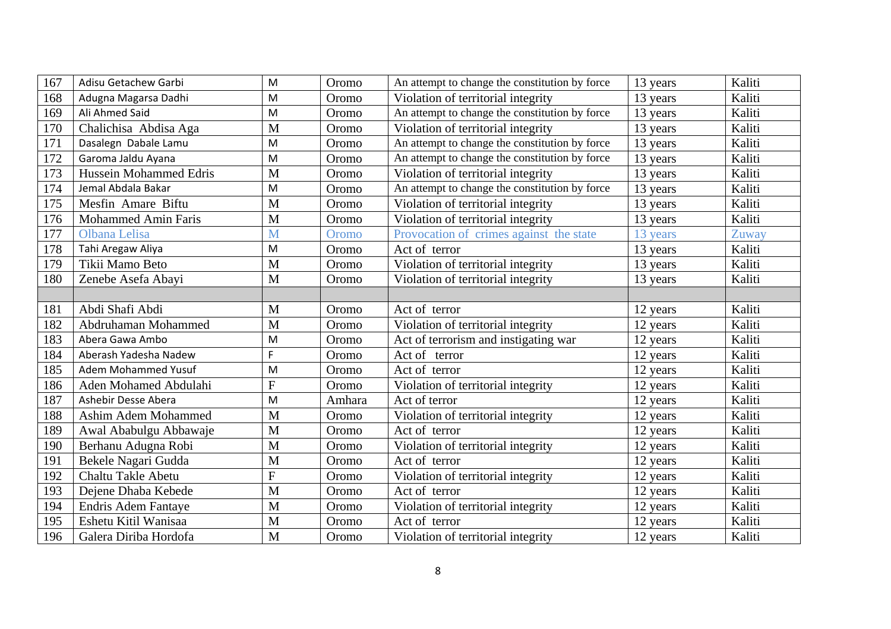| 167 | Adisu Getachew Garbi | M | Oromo | An attempt to change the constitution by force | 13 years | Kaliti |
|---|---|---|---|---|---|---|
| 168 | Adugna Magarsa Dadhi | M | Oromo | Violation of territorial integrity | 13 years | Kaliti |
| 169 | Ali Ahmed Said | M | Oromo | An attempt to change the constitution by force | 13 years | Kaliti |
| 170 | Chalichisa Abdisa Aga | M | Oromo | Violation of territorial integrity | 13 years | Kaliti |
| 171 | Dasalegn Dabale Lamu | M | Oromo | An attempt to change the constitution by force | 13 years | Kaliti |
| 172 | Garoma Jaldu Ayana | M | Oromo | An attempt to change the constitution by force | 13 years | Kaliti |
| 173 | Hussein Mohammed Edris | M | Oromo | Violation of territorial integrity | 13 years | Kaliti |
| 174 | Jemal Abdala Bakar | M | Oromo | An attempt to change the constitution by force | 13 years | Kaliti |
| 175 | Mesfin Amare Biftu | M | Oromo | Violation of territorial integrity | 13 years | Kaliti |
| 176 | Mohammed Amin Faris | M | Oromo | Violation of territorial integrity | 13 years | Kaliti |
| 177 | Olbana Lelisa | M | Oromo | Provocation of crimes against the state | 13 years | Zuway |
| 178 | Tahi Aregaw Aliya | M | Oromo | Act of terror | 13 years | Kaliti |
| 179 | Tikii Mamo Beto | M | Oromo | Violation of territorial integrity | 13 years | Kaliti |
| 180 | Zenebe Asefa Abayi | M | Oromo | Violation of territorial integrity | 13 years | Kaliti |
| | | | | | | |
| 181 | Abdi Shafi Abdi | M | Oromo | Act of terror | 12 years | Kaliti |
| 182 | Abdruhaman Mohammed | M | Oromo | Violation of territorial integrity | 12 years | Kaliti |
| 183 | Abera Gawa Ambo | M | Oromo | Act of terrorism and instigating war | 12 years | Kaliti |
| 184 | Aberash Yadesha Nadew | F | Oromo | Act of terror | 12 years | Kaliti |
| 185 | Adem Mohammed Yusuf | M | Oromo | Act of terror | 12 years | Kaliti |
| 186 | Aden Mohamed Abdulahi | F | Oromo | Violation of territorial integrity | 12 years | Kaliti |
| 187 | Ashebir Desse Abera | M | Amhara | Act of terror | 12 years | Kaliti |
| 188 | Ashim Adem Mohammed | M | Oromo | Violation of territorial integrity | 12 years | Kaliti |
| 189 | Awal Ababulgu Abbawaje | M | Oromo | Act of terror | 12 years | Kaliti |
| 190 | Berhanu Adugna Robi | M | Oromo | Violation of territorial integrity | 12 years | Kaliti |
| 191 | Bekele Nagari Gudda | M | Oromo | Act of terror | 12 years | Kaliti |
| 192 | Chaltu Takle Abetu | F | Oromo | Violation of territorial integrity | 12 years | Kaliti |
| 193 | Dejene Dhaba Kebede | M | Oromo | Act of terror | 12 years | Kaliti |
| 194 | Endris Adem Fantaye | M | Oromo | Violation of territorial integrity | 12 years | Kaliti |
| 195 | Eshetu Kitil Wanisaa | M | Oromo | Act of terror | 12 years | Kaliti |
| 196 | Galera Diriba Hordofa | M | Oromo | Violation of territorial integrity | 12 years | Kaliti |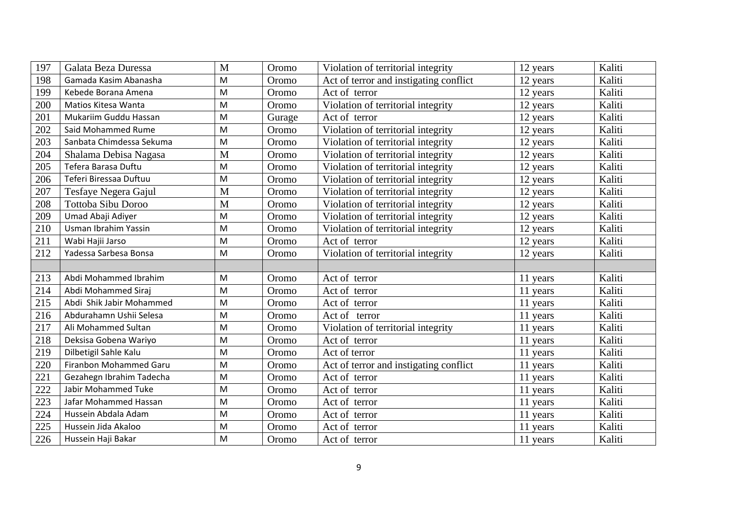| 197 | Galata Beza Duressa | M | Oromo | Violation of territorial integrity | 12 years | Kaliti |
|---|---|---|---|---|---|---|
| 198 | Gamada Kasim Abanasha | M | Oromo | Act of terror and instigating conflict | 12 years | Kaliti |
| 199 | Kebede Borana Amena | M | Oromo | Act of terror | 12 years | Kaliti |
| 200 | Matios Kitesa Wanta | M | Oromo | Violation of territorial integrity | 12 years | Kaliti |
| 201 | Mukariim Guddu Hassan | M | Gurage | Act of terror | 12 years | Kaliti |
| 202 | Said Mohammed Rume | M | Oromo | Violation of territorial integrity | 12 years | Kaliti |
| 203 | Sanbata Chimdessa Sekuma | M | Oromo | Violation of territorial integrity | 12 years | Kaliti |
| 204 | Shalama Debisa Nagasa | M | Oromo | Violation of territorial integrity | 12 years | Kaliti |
| 205 | Tefera Barasa Duftu | M | Oromo | Violation of territorial integrity | 12 years | Kaliti |
| 206 | Teferi Biressaa Duftuu | M | Oromo | Violation of territorial integrity | 12 years | Kaliti |
| 207 | Tesfaye Negera Gajul | M | Oromo | Violation of territorial integrity | 12 years | Kaliti |
| 208 | Tottoba Sibu Doroo | M | Oromo | Violation of territorial integrity | 12 years | Kaliti |
| 209 | Umad Abaji Adiyer | M | Oromo | Violation of territorial integrity | 12 years | Kaliti |
| 210 | Usman Ibrahim Yassin | M | Oromo | Violation of territorial integrity | 12 years | Kaliti |
| 211 | Wabi Hajii Jarso | M | Oromo | Act of terror | 12 years | Kaliti |
| 212 | Yadessa Sarbesa Bonsa | M | Oromo | Violation of territorial integrity | 12 years | Kaliti |
| | | | | | | |
| 213 | Abdi Mohammed Ibrahim | M | Oromo | Act of terror | 11 years | Kaliti |
| 214 | Abdi Mohammed Siraj | M | Oromo | Act of terror | 11 years | Kaliti |
| 215 | Abdi Shik Jabir Mohammed | M | Oromo | Act of terror | 11 years | Kaliti |
| 216 | Abdurahamn Ushii Selesa | M | Oromo | Act of terror | 11 years | Kaliti |
| 217 | Ali Mohammed Sultan | M | Oromo | Violation of territorial integrity | 11 years | Kaliti |
| 218 | Deksisa Gobena Wariyo | M | Oromo | Act of terror | 11 years | Kaliti |
| 219 | Dilbetigil Sahle Kalu | M | Oromo | Act of terror | 11 years | Kaliti |
| 220 | Firanbon Mohammed Garu | M | Oromo | Act of terror and instigating conflict | 11 years | Kaliti |
| 221 | Gezahegn Ibrahim Tadecha | M | Oromo | Act of terror | 11 years | Kaliti |
| 222 | Jabir Mohammed Tuke | M | Oromo | Act of terror | 11 years | Kaliti |
| 223 | Jafar Mohammed Hassan | M | Oromo | Act of terror | 11 years | Kaliti |
| 224 | Hussein Abdala Adam | M | Oromo | Act of terror | 11 years | Kaliti |
| 225 | Hussein Jida Akaloo | M | Oromo | Act of terror | 11 years | Kaliti |
| 226 | Hussein Haji Bakar | M | Oromo | Act of terror | 11 years | Kaliti |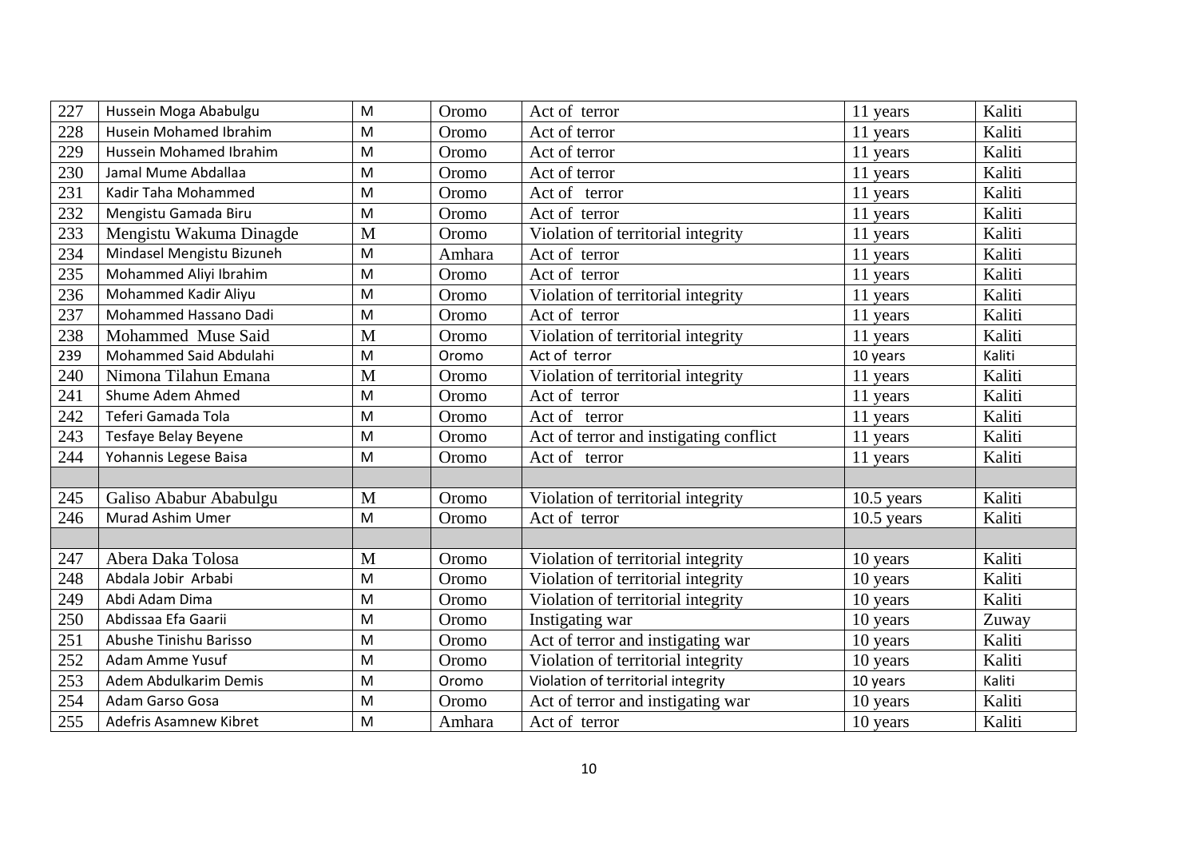| | | | | | | |
|---|---|---|---|---|---|---|
| 227 | Hussein Moga Ababulgu | M | Oromo | Act of terror | 11 years | Kaliti |
| 228 | Husein Mohamed Ibrahim | M | Oromo | Act of terror | 11 years | Kaliti |
| 229 | Hussein Mohamed Ibrahim | M | Oromo | Act of terror | 11 years | Kaliti |
| 230 | Jamal Mume Abdallaa | M | Oromo | Act of terror | 11 years | Kaliti |
| 231 | Kadir Taha Mohammed | M | Oromo | Act of terror | 11 years | Kaliti |
| 232 | Mengistu Gamada Biru | M | Oromo | Act of terror | 11 years | Kaliti |
| 233 | Mengistu Wakuma Dinagde | M | Oromo | Violation of territorial integrity | 11 years | Kaliti |
| 234 | Mindasel Mengistu Bizuneh | M | Amhara | Act of terror | 11 years | Kaliti |
| 235 | Mohammed Aliyi Ibrahim | M | Oromo | Act of terror | 11 years | Kaliti |
| 236 | Mohammed Kadir Aliyu | M | Oromo | Violation of territorial integrity | 11 years | Kaliti |
| 237 | Mohammed Hassano Dadi | M | Oromo | Act of terror | 11 years | Kaliti |
| 238 | Mohammed Muse Said | M | Oromo | Violation of territorial integrity | 11 years | Kaliti |
| 239 | Mohammed Said Abdulahi | M | Oromo | Act of terror | 10 years | Kaliti |
| 240 | Nimona Tilahun Emana | M | Oromo | Violation of territorial integrity | 11 years | Kaliti |
| 241 | Shume Adem Ahmed | M | Oromo | Act of terror | 11 years | Kaliti |
| 242 | Teferi Gamada Tola | M | Oromo | Act of terror | 11 years | Kaliti |
| 243 | Tesfaye Belay Beyene | M | Oromo | Act of terror and instigating conflict | 11 years | Kaliti |
| 244 | Yohannis Legese Baisa | M | Oromo | Act of terror | 11 years | Kaliti |
| | | | | | | |
| 245 | Galiso Ababur Ababulgu | M | Oromo | Violation of territorial integrity | 10.5 years | Kaliti |
| 246 | Murad Ashim Umer | M | Oromo | Act of terror | 10.5 years | Kaliti |
| | | | | | | |
| 247 | Abera Daka Tolosa | M | Oromo | Violation of territorial integrity | 10 years | Kaliti |
| 248 | Abdala Jobir Arbabi | M | Oromo | Violation of territorial integrity | 10 years | Kaliti |
| 249 | Abdi Adam Dima | M | Oromo | Violation of territorial integrity | 10 years | Kaliti |
| 250 | Abdissaa Efa Gaarii | M | Oromo | Instigating war | 10 years | Zuway |
| 251 | Abushe Tinishu Barisso | M | Oromo | Act of terror and instigating war | 10 years | Kaliti |
| 252 | Adam Amme Yusuf | M | Oromo | Violation of territorial integrity | 10 years | Kaliti |
| 253 | Adem Abdulkarim Demis | M | Oromo | Violation of territorial integrity | 10 years | Kaliti |
| 254 | Adam Garso Gosa | M | Oromo | Act of terror and instigating war | 10 years | Kaliti |
| 255 | Adefris Asamnew Kibret | M | Amhara | Act of terror | 10 years | Kaliti |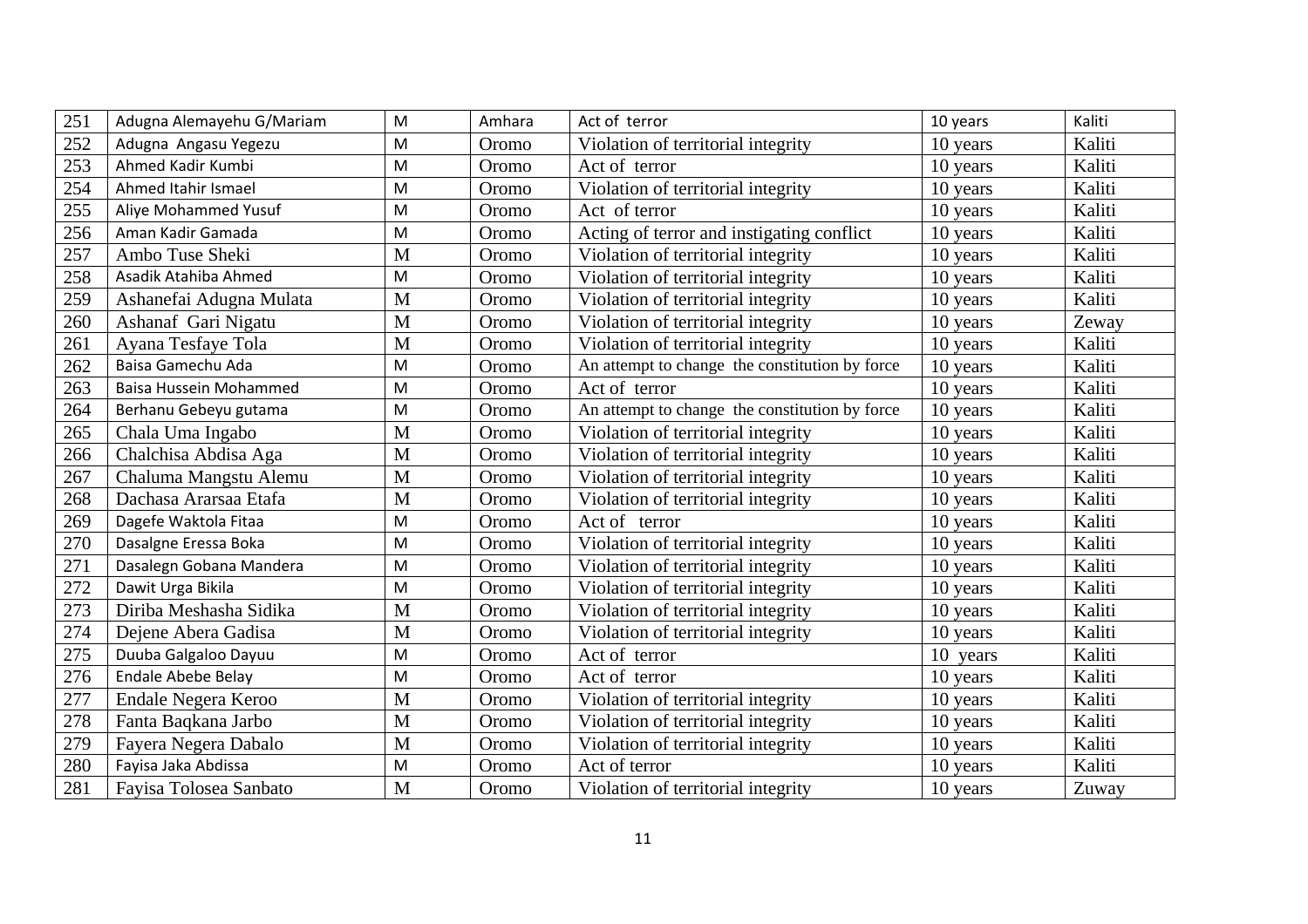| 251 | Adugna Alemayehu G/Mariam | M | Amhara | Act of terror | 10 years | Kaliti |
|---|---|---|---|---|---|---|
| 252 | Adugna Angasu Yegezu | M | Oromo | Violation of territorial integrity | 10 years | Kaliti |
| 253 | Ahmed Kadir Kumbi | M | Oromo | Act of terror | 10 years | Kaliti |
| 254 | Ahmed Itahir Ismael | M | Oromo | Violation of territorial integrity | 10 years | Kaliti |
| 255 | Aliye Mohammed Yusuf | M | Oromo | Act of terror | 10 years | Kaliti |
| 256 | Aman Kadir Gamada | M | Oromo | Acting of terror and instigating conflict | 10 years | Kaliti |
| 257 | Ambo Tuse Sheki | M | Oromo | Violation of territorial integrity | 10 years | Kaliti |
| 258 | Asadik Atahiba Ahmed | M | Oromo | Violation of territorial integrity | 10 years | Kaliti |
| 259 | Ashanefai Adugna Mulata | M | Oromo | Violation of territorial integrity | 10 years | Kaliti |
| 260 | Ashanaf Gari Nigatu | M | Oromo | Violation of territorial integrity | 10 years | Zeway |
| 261 | Ayana Tesfaye Tola | M | Oromo | Violation of territorial integrity | 10 years | Kaliti |
| 262 | Baisa Gamechu Ada | M | Oromo | An attempt to change the constitution by force | 10 years | Kaliti |
| 263 | Baisa Hussein Mohammed | M | Oromo | Act of terror | 10 years | Kaliti |
| 264 | Berhanu Gebeyu gutama | M | Oromo | An attempt to change the constitution by force | 10 years | Kaliti |
| 265 | Chala Uma Ingabo | M | Oromo | Violation of territorial integrity | 10 years | Kaliti |
| 266 | Chalchisa Abdisa Aga | M | Oromo | Violation of territorial integrity | 10 years | Kaliti |
| 267 | Chaluma Mangstu Alemu | M | Oromo | Violation of territorial integrity | 10 years | Kaliti |
| 268 | Dachasa Ararsaa Etafa | M | Oromo | Violation of territorial integrity | 10 years | Kaliti |
| 269 | Dagefe Waktola Fitaa | M | Oromo | Act of terror | 10 years | Kaliti |
| 270 | Dasalgne Eressa Boka | M | Oromo | Violation of territorial integrity | 10 years | Kaliti |
| 271 | Dasalegn Gobana Mandera | M | Oromo | Violation of territorial integrity | 10 years | Kaliti |
| 272 | Dawit Urga Bikila | M | Oromo | Violation of territorial integrity | 10 years | Kaliti |
| 273 | Diriba Meshasha Sidika | M | Oromo | Violation of territorial integrity | 10 years | Kaliti |
| 274 | Dejene Abera Gadisa | M | Oromo | Violation of territorial integrity | 10 years | Kaliti |
| 275 | Duuba Galgaloo Dayuu | M | Oromo | Act of terror | 10 years | Kaliti |
| 276 | Endale Abebe Belay | M | Oromo | Act of terror | 10 years | Kaliti |
| 277 | Endale Negera Keroo | M | Oromo | Violation of territorial integrity | 10 years | Kaliti |
| 278 | Fanta Baqkana Jarbo | M | Oromo | Violation of territorial integrity | 10 years | Kaliti |
| 279 | Fayera Negera Dabalo | M | Oromo | Violation of territorial integrity | 10 years | Kaliti |
| 280 | Fayisa Jaka Abdissa | M | Oromo | Act of terror | 10 years | Kaliti |
| 281 | Fayisa Tolosea Sanbato | M | Oromo | Violation of territorial integrity | 10 years | Zuway |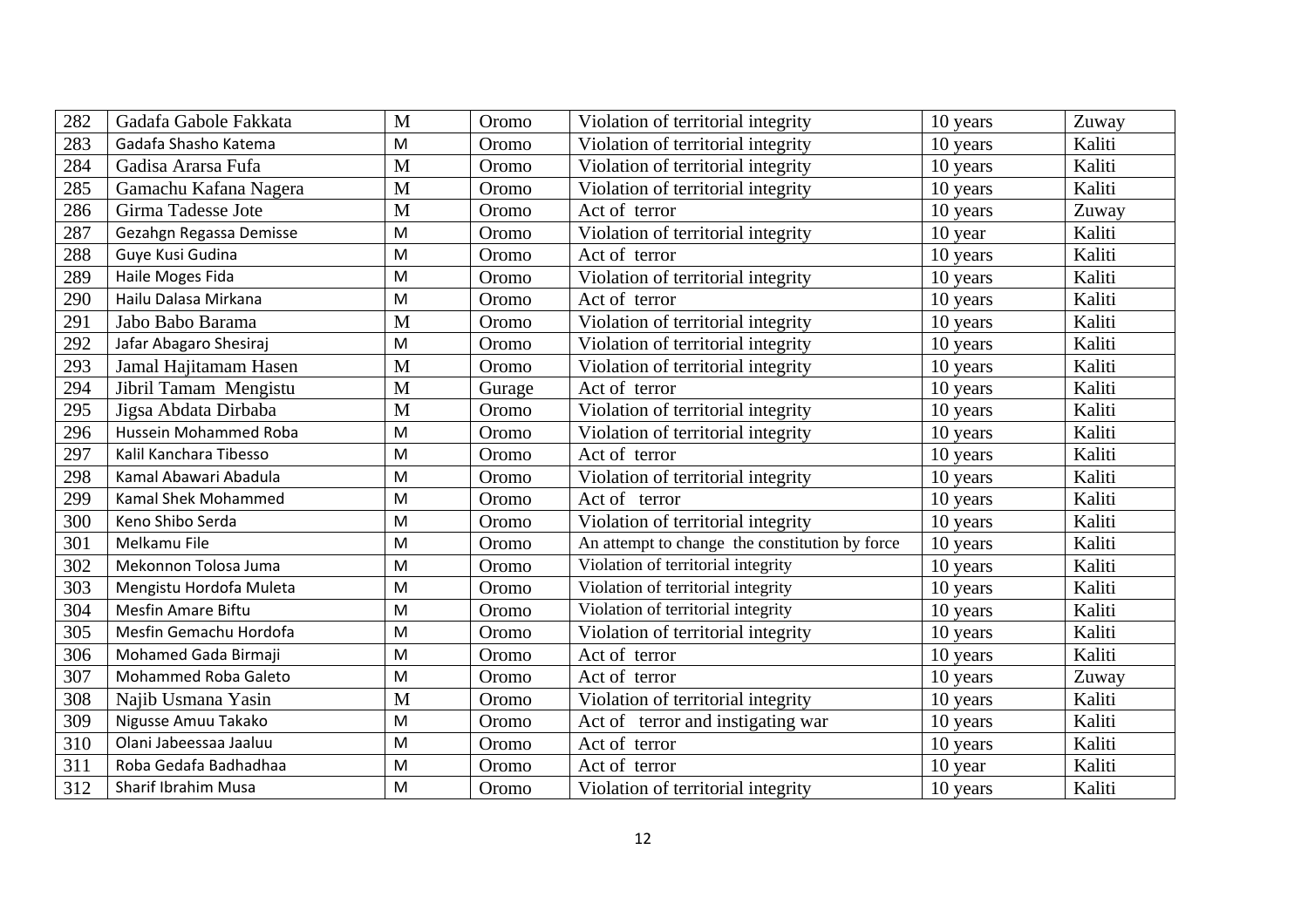| 282 | Gadafa Gabole Fakkata | M | Oromo | Violation of territorial integrity | 10 years | Zuway |
|---|---|---|---|---|---|---|
| 283 | Gadafa Shasho Katema | M | Oromo | Violation of territorial integrity | 10 years | Kaliti |
| 284 | Gadisa Ararsa Fufa | M | Oromo | Violation of territorial integrity | 10 years | Kaliti |
| 285 | Gamachu Kafana Nagera | M | Oromo | Violation of territorial integrity | 10 years | Kaliti |
| 286 | Girma Tadesse Jote | M | Oromo | Act of terror | 10 years | Zuway |
| 287 | Gezahgn Regassa Demisse | M | Oromo | Violation of territorial integrity | 10 year | Kaliti |
| 288 | Guye Kusi Gudina | M | Oromo | Act of terror | 10 years | Kaliti |
| 289 | Haile Moges Fida | M | Oromo | Violation of territorial integrity | 10 years | Kaliti |
| 290 | Hailu Dalasa Mirkana | M | Oromo | Act of terror | 10 years | Kaliti |
| 291 | Jabo Babo Barama | M | Oromo | Violation of territorial integrity | 10 years | Kaliti |
| 292 | Jafar Abagaro Shesiraj | M | Oromo | Violation of territorial integrity | 10 years | Kaliti |
| 293 | Jamal Hajitamam Hasen | M | Oromo | Violation of territorial integrity | 10 years | Kaliti |
| 294 | Jibril Tamam Mengistu | M | Gurage | Act of terror | 10 years | Kaliti |
| 295 | Jigsa Abdata Dirbaba | M | Oromo | Violation of territorial integrity | 10 years | Kaliti |
| 296 | Hussein Mohammed Roba | M | Oromo | Violation of territorial integrity | 10 years | Kaliti |
| 297 | Kalil Kanchara Tibesso | M | Oromo | Act of terror | 10 years | Kaliti |
| 298 | Kamal Abawari Abadula | M | Oromo | Violation of territorial integrity | 10 years | Kaliti |
| 299 | Kamal Shek Mohammed | M | Oromo | Act of terror | 10 years | Kaliti |
| 300 | Keno Shibo Serda | M | Oromo | Violation of territorial integrity | 10 years | Kaliti |
| 301 | Melkamu File | M | Oromo | An attempt to change the constitution by force | 10 years | Kaliti |
| 302 | Mekonnon Tolosa Juma | M | Oromo | Violation of territorial integrity | 10 years | Kaliti |
| 303 | Mengistu Hordofa Muleta | M | Oromo | Violation of territorial integrity | 10 years | Kaliti |
| 304 | Mesfin Amare Biftu | M | Oromo | Violation of territorial integrity | 10 years | Kaliti |
| 305 | Mesfin Gemachu Hordofa | M | Oromo | Violation of territorial integrity | 10 years | Kaliti |
| 306 | Mohamed Gada Birmaji | M | Oromo | Act of terror | 10 years | Kaliti |
| 307 | Mohammed Roba Galeto | M | Oromo | Act of terror | 10 years | Zuway |
| 308 | Najib Usmana Yasin | M | Oromo | Violation of territorial integrity | 10 years | Kaliti |
| 309 | Nigusse Amuu Takako | M | Oromo | Act of terror and instigating war | 10 years | Kaliti |
| 310 | Olani Jabeessaa Jaaluu | M | Oromo | Act of terror | 10 years | Kaliti |
| 311 | Roba Gedafa Badhadhaa | M | Oromo | Act of terror | 10 year | Kaliti |
| 312 | Sharif Ibrahim Musa | M | Oromo | Violation of territorial integrity | 10 years | Kaliti |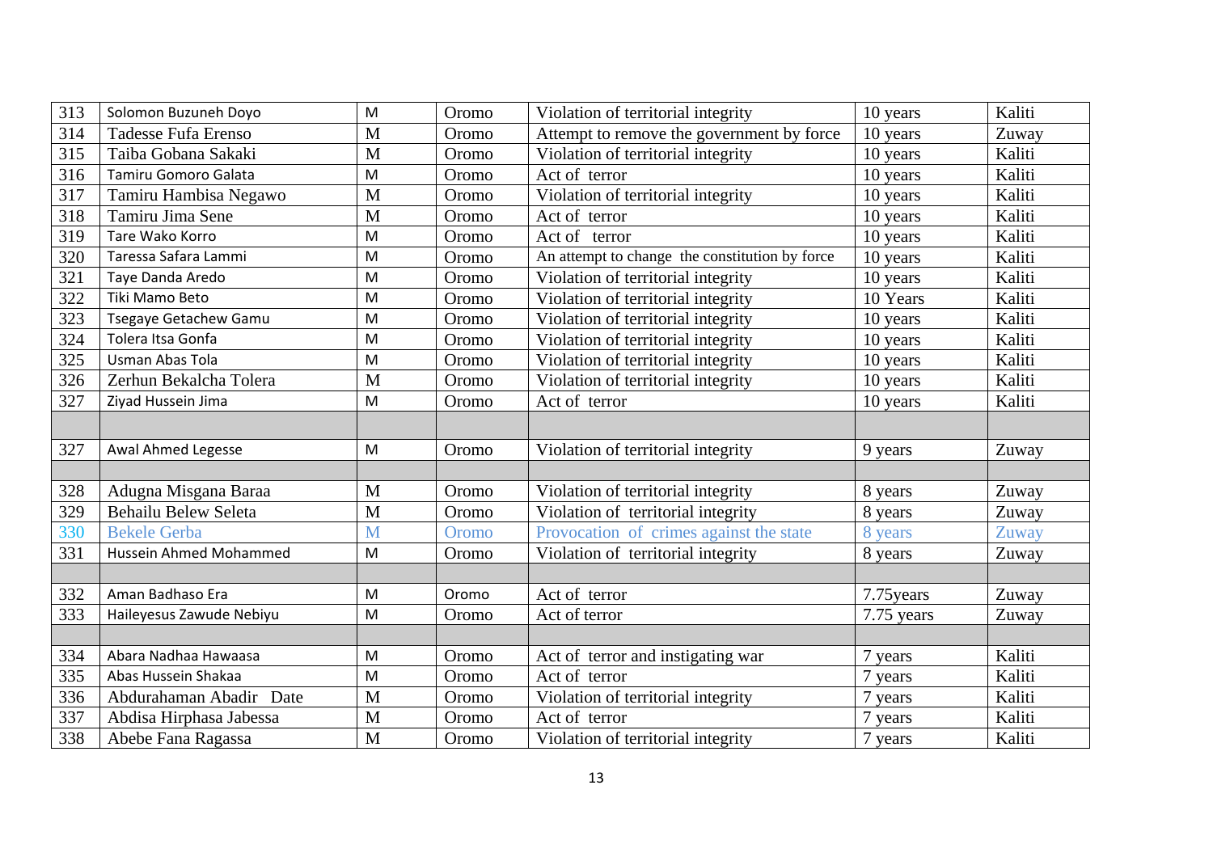| 313 | Solomon Buzuneh Doyo | M | Oromo | Violation of territorial integrity | 10 years | Kaliti |
|---|---|---|---|---|---|---|
| 314 | Tadesse Fufa Erenso | M | Oromo | Attempt to remove the government by force | 10 years | Zuway |
| 315 | Taiba Gobana Sakaki | M | Oromo | Violation of territorial integrity | 10 years | Kaliti |
| 316 | Tamiru Gomoro Galata | M | Oromo | Act of terror | 10 years | Kaliti |
| 317 | Tamiru Hambisa Negawo | M | Oromo | Violation of territorial integrity | 10 years | Kaliti |
| 318 | Tamiru Jima Sene | M | Oromo | Act of terror | 10 years | Kaliti |
| 319 | Tare Wako Korro | M | Oromo | Act of terror | 10 years | Kaliti |
| 320 | Taressa Safara Lammi | M | Oromo | An attempt to change the constitution by force | 10 years | Kaliti |
| 321 | Taye Danda Aredo | M | Oromo | Violation of territorial integrity | 10 years | Kaliti |
| 322 | Tiki Mamo Beto | M | Oromo | Violation of territorial integrity | 10 Years | Kaliti |
| 323 | Tsegaye Getachew Gamu | M | Oromo | Violation of territorial integrity | 10 years | Kaliti |
| 324 | Tolera Itsa Gonfa | M | Oromo | Violation of territorial integrity | 10 years | Kaliti |
| 325 | Usman Abas Tola | M | Oromo | Violation of territorial integrity | 10 years | Kaliti |
| 326 | Zerhun Bekalcha Tolera | M | Oromo | Violation of territorial integrity | 10 years | Kaliti |
| 327 | Ziyad Hussein Jima | M | Oromo | Act of terror | 10 years | Kaliti |
| | | | | | | |
| 327 | Awal Ahmed Legesse | M | Oromo | Violation of territorial integrity | 9 years | Zuway |
| | | | | | | |
| 328 | Adugna Misgana Baraa | M | Oromo | Violation of territorial integrity | 8 years | Zuway |
| 329 | Behailu Belew Seleta | M | Oromo | Violation of territorial integrity | 8 years | Zuway |
| 330 | Bekele Gerba | M | Oromo | Provocation of crimes against the state | 8 years | Zuway |
| 331 | Hussein Ahmed Mohammed | M | Oromo | Violation of territorial integrity | 8 years | Zuway |
| | | | | | | |
| 332 | Aman Badhaso Era | M | Oromo | Act of terror | 7.75years | Zuway |
| 333 | Haileyesus Zawude Nebiyu | M | Oromo | Act of terror | 7.75 years | Zuway |
| | | | | | | |
| 334 | Abara Nadhaa Hawaasa | M | Oromo | Act of terror and instigating war | 7 years | Kaliti |
| 335 | Abas Hussein Shakaa | M | Oromo | Act of terror | 7 years | Kaliti |
| 336 | Abdurahaman Abadir Date | M | Oromo | Violation of territorial integrity | 7 years | Kaliti |
| 337 | Abdisa Hirphasa Jabessa | M | Oromo | Act of terror | 7 years | Kaliti |
| 338 | Abebe Fana Ragassa | M | Oromo | Violation of territorial integrity | 7 years | Kaliti |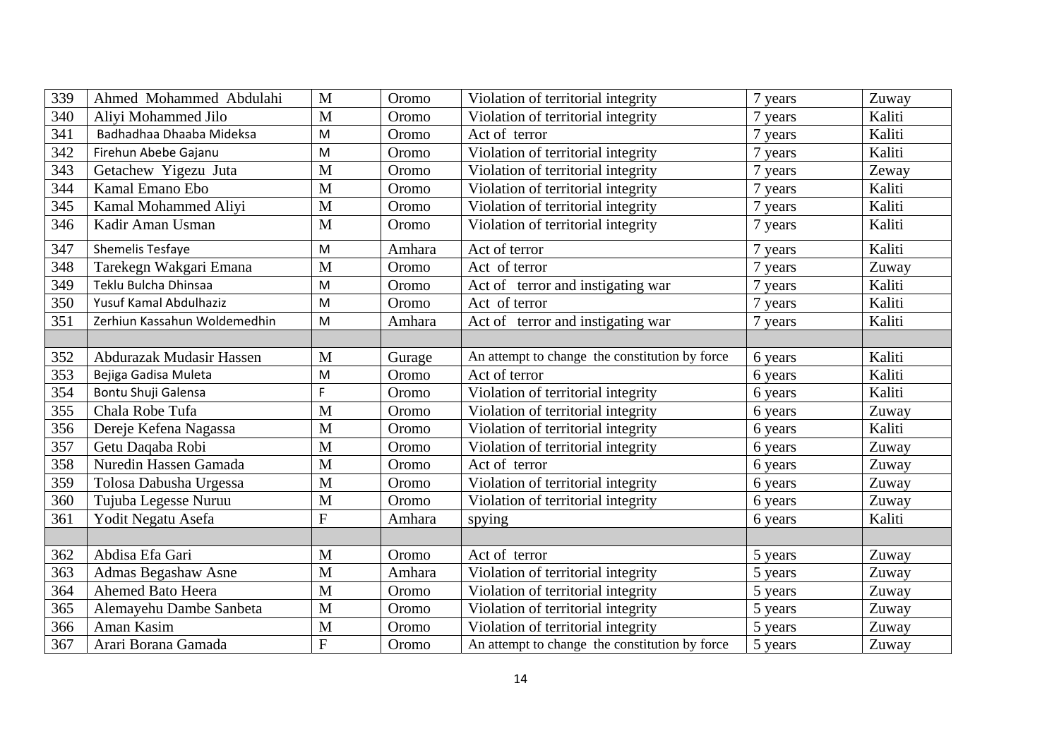| | | | | | | |
|---|---|---|---|---|---|---|
| 339 | Ahmed Mohammed Abdulahi | M | Oromo | Violation of territorial integrity | 7 years | Zuway |
| 340 | Aliyi Mohammed Jilo | M | Oromo | Violation of territorial integrity | 7 years | Kaliti |
| 341 | Badhadhaa Dhaaba Mideksa | M | Oromo | Act of terror | 7 years | Kaliti |
| 342 | Firehun Abebe Gajanu | M | Oromo | Violation of territorial integrity | 7 years | Kaliti |
| 343 | Getachew Yigezu Juta | M | Oromo | Violation of territorial integrity | 7 years | Zeway |
| 344 | Kamal Emano Ebo | M | Oromo | Violation of territorial integrity | 7 years | Kaliti |
| 345 | Kamal Mohammed Aliyi | M | Oromo | Violation of territorial integrity | 7 years | Kaliti |
| 346 | Kadir Aman Usman | M | Oromo | Violation of territorial integrity | 7 years | Kaliti |
| 347 | Shemelis Tesfaye | M | Amhara | Act of terror | 7 years | Kaliti |
| 348 | Tarekegn Wakgari Emana | M | Oromo | Act of terror | 7 years | Zuway |
| 349 | Teklu Bulcha Dhinsaa | M | Oromo | Act of terror and instigating war | 7 years | Kaliti |
| 350 | Yusuf Kamal Abdulhaziz | M | Oromo | Act of terror | 7 years | Kaliti |
| 351 | Zerhiun Kassahun Woldemedhin | M | Amhara | Act of terror and instigating war | 7 years | Kaliti |
| | | | | | | |
| 352 | Abdurazak Mudasir Hassen | M | Gurage | An attempt to change the constitution by force | 6 years | Kaliti |
| 353 | Bejiga Gadisa Muleta | M | Oromo | Act of terror | 6 years | Kaliti |
| 354 | Bontu Shuji Galensa | F | Oromo | Violation of territorial integrity | 6 years | Kaliti |
| 355 | Chala Robe Tufa | M | Oromo | Violation of territorial integrity | 6 years | Zuway |
| 356 | Dereje Kefena Nagassa | M | Oromo | Violation of territorial integrity | 6 years | Kaliti |
| 357 | Getu Daqaba Robi | M | Oromo | Violation of territorial integrity | 6 years | Zuway |
| 358 | Nuredin Hassen Gamada | M | Oromo | Act of terror | 6 years | Zuway |
| 359 | Tolosa Dabusha Urgessa | M | Oromo | Violation of territorial integrity | 6 years | Zuway |
| 360 | Tujuba Legesse Nuruu | M | Oromo | Violation of territorial integrity | 6 years | Zuway |
| 361 | Yodit Negatu Asefa | F | Amhara | spying | 6 years | Kaliti |
| | | | | | | |
| 362 | Abdisa Efa Gari | M | Oromo | Act of terror | 5 years | Zuway |
| 363 | Admas Begashaw Asne | M | Amhara | Violation of territorial integrity | 5 years | Zuway |
| 364 | Ahemed Bato Heera | M | Oromo | Violation of territorial integrity | 5 years | Zuway |
| 365 | Alemayehu Dambe Sanbeta | M | Oromo | Violation of territorial integrity | 5 years | Zuway |
| 366 | Aman Kasim | M | Oromo | Violation of territorial integrity | 5 years | Zuway |
| 367 | Arari Borana Gamada | F | Oromo | An attempt to change the constitution by force | 5 years | Zuway |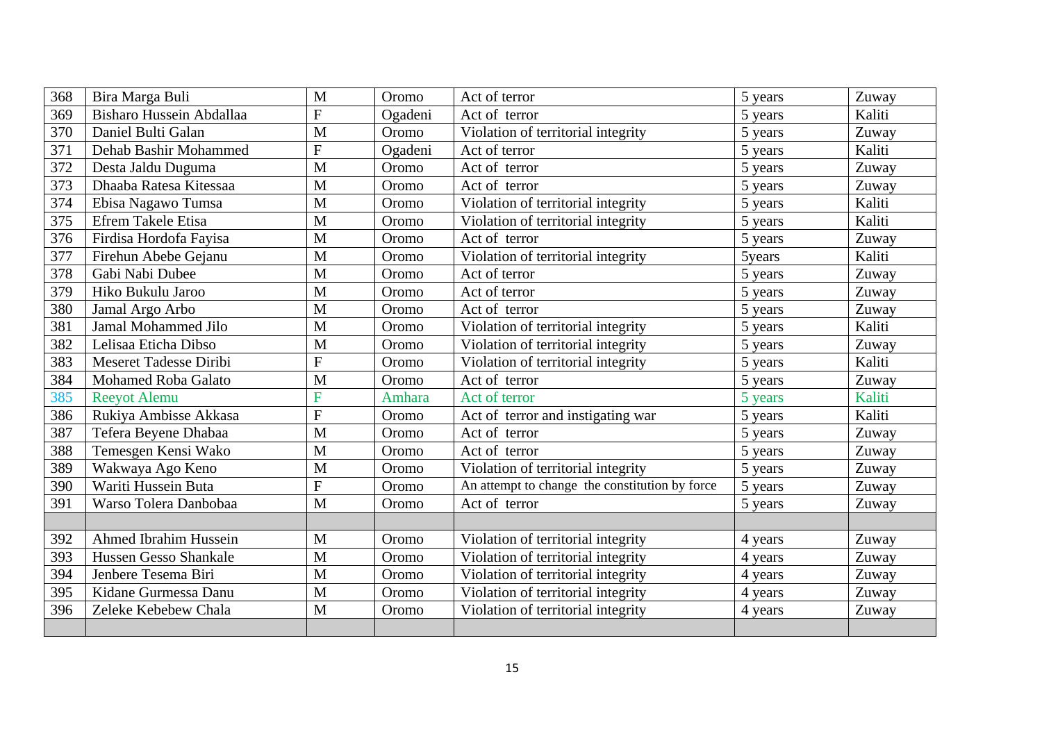| 368 | Bira Marga Buli | M | Oromo | Act of terror | 5 years | Zuway |
|---|---|---|---|---|---|---|
| 369 | Bisharo Hussein Abdallaa | F | Ogadeni | Act of terror | 5 years | Kaliti |
| 370 | Daniel Bulti Galan | M | Oromo | Violation of territorial integrity | 5 years | Zuway |
| 371 | Dehab Bashir Mohammed | F | Ogadeni | Act of terror | 5 years | Kaliti |
| 372 | Desta Jaldu Duguma | M | Oromo | Act of terror | 5 years | Zuway |
| 373 | Dhaaba Ratesa Kitessaa | M | Oromo | Act of terror | 5 years | Zuway |
| 374 | Ebisa Nagawo Tumsa | M | Oromo | Violation of territorial integrity | 5 years | Kaliti |
| 375 | Efrem Takele Etisa | M | Oromo | Violation of territorial integrity | 5 years | Kaliti |
| 376 | Firdisa Hordofa Fayisa | M | Oromo | Act of terror | 5 years | Zuway |
| 377 | Firehun Abebe Gejanu | M | Oromo | Violation of territorial integrity | 5years | Kaliti |
| 378 | Gabi Nabi Dubee | M | Oromo | Act of terror | 5 years | Zuway |
| 379 | Hiko Bukulu Jaroo | M | Oromo | Act of terror | 5 years | Zuway |
| 380 | Jamal Argo Arbo | M | Oromo | Act of terror | 5 years | Zuway |
| 381 | Jamal Mohammed Jilo | M | Oromo | Violation of territorial integrity | 5 years | Kaliti |
| 382 | Lelisaa Eticha Dibso | M | Oromo | Violation of territorial integrity | 5 years | Zuway |
| 383 | Meseret Tadesse Diribi | F | Oromo | Violation of territorial integrity | 5 years | Kaliti |
| 384 | Mohamed Roba Galato | M | Oromo | Act of terror | 5 years | Zuway |
| 385 | Reeyot Alemu | F | Amhara | Act of terror | 5 years | Kaliti |
| 386 | Rukiya Ambisse Akkasa | F | Oromo | Act of terror and instigating war | 5 years | Kaliti |
| 387 | Tefera Beyene Dhabaa | M | Oromo | Act of terror | 5 years | Zuway |
| 388 | Temesgen Kensi Wako | M | Oromo | Act of terror | 5 years | Zuway |
| 389 | Wakwaya Ago Keno | M | Oromo | Violation of territorial integrity | 5 years | Zuway |
| 390 | Wariti Hussein Buta | F | Oromo | An attempt to change the constitution by force | 5 years | Zuway |
| 391 | Warso Tolera Danbobaa | M | Oromo | Act of terror | 5 years | Zuway |
| | | | | | | |
| 392 | Ahmed Ibrahim Hussein | M | Oromo | Violation of territorial integrity | 4 years | Zuway |
| 393 | Hussen Gesso Shankale | M | Oromo | Violation of territorial integrity | 4 years | Zuway |
| 394 | Jenbere Tesema Biri | M | Oromo | Violation of territorial integrity | 4 years | Zuway |
| 395 | Kidane Gurmessa Danu | M | Oromo | Violation of territorial integrity | 4 years | Zuway |
| 396 | Zeleke Kebebew Chala | M | Oromo | Violation of territorial integrity | 4 years | Zuway |
| | | | | | | |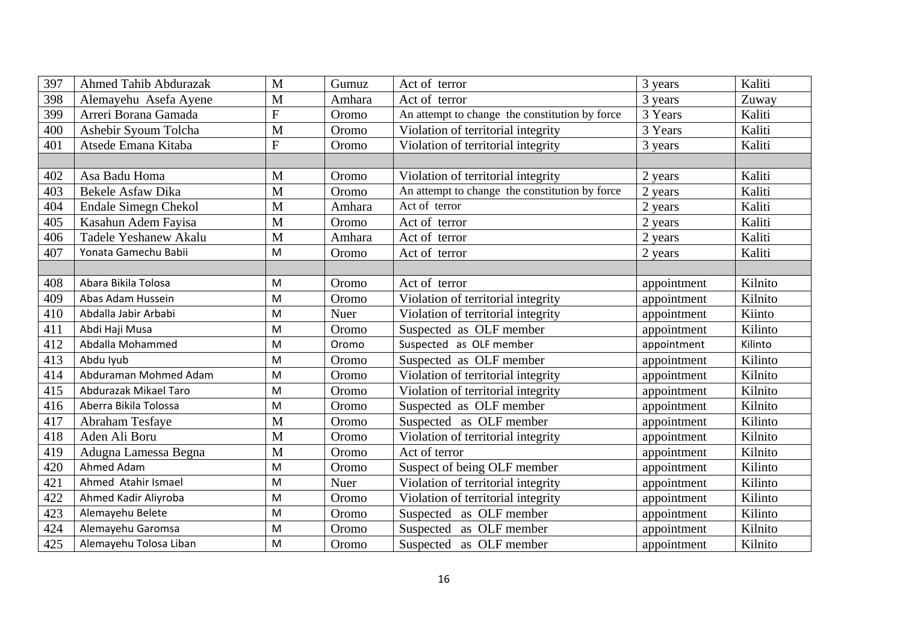| 397 | Ahmed Tahib Abdurazak | M | Gumuz | Act of terror | 3 years | Kaliti |
|---|---|---|---|---|---|---|
| 398 | Alemayehu Asefa Ayene | M | Amhara | Act of terror | 3 years | Zuway |
| 399 | Arreri Borana Gamada | F | Oromo | An attempt to change the constitution by force | 3 Years | Kaliti |
| 400 | Ashebir Syoum Tolcha | M | Oromo | Violation of territorial integrity | 3 Years | Kaliti |
| 401 | Atsede Emana Kitaba | F | Oromo | Violation of territorial integrity | 3 years | Kaliti |
| | | | | | | |
| 402 | Asa Badu Homa | M | Oromo | Violation of territorial integrity | 2 years | Kaliti |
| 403 | Bekele Asfaw Dika | M | Oromo | An attempt to change the constitution by force | 2 years | Kaliti |
| 404 | Endale Simegn Chekol | M | Amhara | Act of terror | 2 years | Kaliti |
| 405 | Kasahun Adem Fayisa | M | Oromo | Act of terror | 2 years | Kaliti |
| 406 | Tadele Yeshanew Akalu | M | Amhara | Act of terror | 2 years | Kaliti |
| 407 | Yonata Gamechu Babii | M | Oromo | Act of terror | 2 years | Kaliti |
| | | | | | | |
| 408 | Abara Bikila Tolosa | M | Oromo | Act of terror | appointment | Kilnito |
| 409 | Abas Adam Hussein | M | Oromo | Violation of territorial integrity | appointment | Kilnito |
| 410 | Abdalla Jabir Arbabi | M | Nuer | Violation of territorial integrity | appointment | Kiinto |
| 411 | Abdi Haji Musa | M | Oromo | Suspected as OLF member | appointment | Kilinto |
| 412 | Abdalla Mohammed | M | Oromo | Suspected as OLF member | appointment | Kilinto |
| 413 | Abdu Iyub | M | Oromo | Suspected as OLF member | appointment | Kilinto |
| 414 | Abduraman Mohmed Adam | M | Oromo | Violation of territorial integrity | appointment | Kilnito |
| 415 | Abdurazak Mikael Taro | M | Oromo | Violation of territorial integrity | appointment | Kilnito |
| 416 | Aberra Bikila Tolossa | M | Oromo | Suspected as OLF member | appointment | Kilnito |
| 417 | Abraham Tesfaye | M | Oromo | Suspected as OLF member | appointment | Kilinto |
| 418 | Aden Ali Boru | M | Oromo | Violation of territorial integrity | appointment | Kilnito |
| 419 | Adugna Lamessa Begna | M | Oromo | Act of terror | appointment | Kilnito |
| 420 | Ahmed Adam | M | Oromo | Suspect of being OLF member | appointment | Kilinto |
| 421 | Ahmed Atahir Ismael | M | Nuer | Violation of territorial integrity | appointment | Kilinto |
| 422 | Ahmed Kadir Aliyroba | M | Oromo | Violation of territorial integrity | appointment | Kilinto |
| 423 | Alemayehu Belete | M | Oromo | Suspected as OLF member | appointment | Kilinto |
| 424 | Alemayehu Garomsa | M | Oromo | Suspected as OLF member | appointment | Kilnito |
| 425 | Alemayehu Tolosa Liban | M | Oromo | Suspected as OLF member | appointment | Kilnito |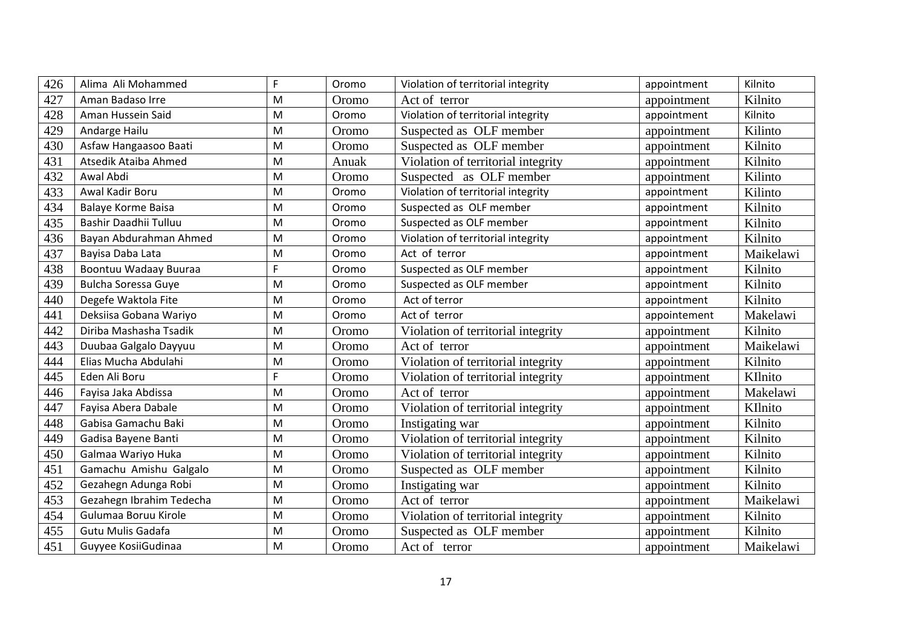| 426 | Alima Ali Mohammed | F | Oromo | Violation of territorial integrity | appointment | Kilnito |
|---|---|---|---|---|---|---|
| 427 | Aman Badaso Irre | M | Oromo | Act of terror | appointment | Kilnito |
| 428 | Aman Hussein Said | M | Oromo | Violation of territorial integrity | appointment | Kilnito |
| 429 | Andarge Hailu | M | Oromo | Suspected as OLF member | appointment | Kilinto |
| 430 | Asfaw Hangaasoo Baati | M | Oromo | Suspected as OLF member | appointment | Kilnito |
| 431 | Atsedik Ataiba Ahmed | M | Anuak | Violation of territorial integrity | appointment | Kilnito |
| 432 | Awal Abdi | M | Oromo | Suspected as OLF member | appointment | Kilinto |
| 433 | Awal Kadir Boru | M | Oromo | Violation of territorial integrity | appointment | Kilinto |
| 434 | Balaye Korme Baisa | M | Oromo | Suspected as OLF member | appointment | Kilnito |
| 435 | Bashir Daadhii Tulluu | M | Oromo | Suspected as OLF member | appointment | Kilnito |
| 436 | Bayan Abdurahman Ahmed | M | Oromo | Violation of territorial integrity | appointment | Kilnito |
| 437 | Bayisa Daba Lata | M | Oromo | Act of terror | appointment | Maikelawi |
| 438 | Boontuu Wadaay Buuraa | F | Oromo | Suspected as OLF member | appointment | Kilnito |
| 439 | Bulcha Soressa Guye | M | Oromo | Suspected as OLF member | appointment | Kilnito |
| 440 | Degefe Waktola Fite | M | Oromo | Act of terror | appointment | Kilnito |
| 441 | Deksiisa Gobana Wariyo | M | Oromo | Act of terror | appointement | Makelawi |
| 442 | Diriba Mashasha Tsadik | M | Oromo | Violation of territorial integrity | appointment | Kilnito |
| 443 | Duubaa Galgalo Dayyuu | M | Oromo | Act of terror | appointment | Maikelawi |
| 444 | Elias Mucha Abdulahi | M | Oromo | Violation of territorial integrity | appointment | Kilnito |
| 445 | Eden Ali Boru | F | Oromo | Violation of territorial integrity | appointment | KIlnito |
| 446 | Fayisa Jaka Abdissa | M | Oromo | Act of terror | appointment | Makelawi |
| 447 | Fayisa Abera Dabale | M | Oromo | Violation of territorial integrity | appointment | KIlnito |
| 448 | Gabisa Gamachu Baki | M | Oromo | Instigating war | appointment | Kilnito |
| 449 | Gadisa Bayene Banti | M | Oromo | Violation of territorial integrity | appointment | Kilnito |
| 450 | Galmaa Wariyo Huka | M | Oromo | Violation of territorial integrity | appointment | Kilnito |
| 451 | Gamachu Amishu Galgalo | M | Oromo | Suspected as OLF member | appointment | Kilnito |
| 452 | Gezahegn Adunga Robi | M | Oromo | Instigating war | appointment | Kilnito |
| 453 | Gezahegn Ibrahim Tedecha | M | Oromo | Act of terror | appointment | Maikelawi |
| 454 | Gulumaa Boruu Kirole | M | Oromo | Violation of territorial integrity | appointment | Kilnito |
| 455 | Gutu Mulis Gadafa | M | Oromo | Suspected as OLF member | appointment | Kilnito |
| 451 | Guyyee KosiiGudinaa | M | Oromo | Act of terror | appointment | Maikelawi |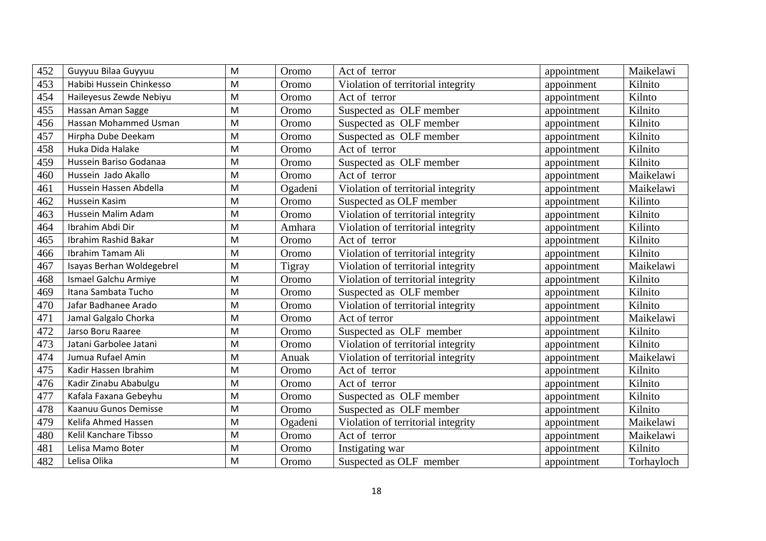| 452 | Guyyuu Bilaa Guyyuu | M | Oromo | Act of terror | appointment | Maikelawi |
|---|---|---|---|---|---|---|
| 453 | Habibi Hussein Chinkesso | M | Oromo | Violation of territorial integrity | appoinment | Kilnito |
| 454 | Haileyesus Zewde Nebiyu | M | Oromo | Act of terror | appointment | Kilnto |
| 455 | Hassan Aman Sagge | M | Oromo | Suspected as OLF member | appointment | Kilnito |
| 456 | Hassan Mohammed Usman | M | Oromo | Suspected as OLF member | appointment | Kilnito |
| 457 | Hirpha Dube Deekam | M | Oromo | Suspected as OLF member | appointment | Kilnito |
| 458 | Huka Dida Halake | M | Oromo | Act of terror | appointment | Kilnito |
| 459 | Hussein Bariso Godanaa | M | Oromo | Suspected as OLF member | appointment | Kilnito |
| 460 | Hussein Jado Akallo | M | Oromo | Act of terror | appointment | Maikelawi |
| 461 | Hussein Hassen Abdella | M | Ogadeni | Violation of territorial integrity | appointment | Maikelawi |
| 462 | Hussein Kasim | M | Oromo | Suspected as OLF member | appointment | Kilinto |
| 463 | Hussein Malim Adam | M | Oromo | Violation of territorial integrity | appointment | Kilnito |
| 464 | Ibrahim Abdi Dir | M | Amhara | Violation of territorial integrity | appointment | Kilinto |
| 465 | Ibrahim Rashid Bakar | M | Oromo | Act of terror | appointment | Kilnito |
| 466 | Ibrahim Tamam Ali | M | Oromo | Violation of territorial integrity | appointment | Kilnito |
| 467 | Isayas Berhan Woldegebrel | M | Tigray | Violation of territorial integrity | appointment | Maikelawi |
| 468 | Ismael Galchu Armiye | M | Oromo | Violation of territorial integrity | appointment | Kilnito |
| 469 | Itana Sambata Tucho | M | Oromo | Suspected as OLF member | appointment | Kilnito |
| 470 | Jafar Badhanee Arado | M | Oromo | Violation of territorial integrity | appointment | Kilnito |
| 471 | Jamal Galgalo Chorka | M | Oromo | Act of terror | appointment | Maikelawi |
| 472 | Jarso Boru Raaree | M | Oromo | Suspected as OLF member | appointment | Kilnito |
| 473 | Jatani Garbolee Jatani | M | Oromo | Violation of territorial integrity | appointment | Kilnito |
| 474 | Jumua Rufael Amin | M | Anuak | Violation of territorial integrity | appointment | Maikelawi |
| 475 | Kadir Hassen Ibrahim | M | Oromo | Act of terror | appointment | Kilnito |
| 476 | Kadir Zinabu Ababulgu | M | Oromo | Act of terror | appointment | Kilnito |
| 477 | Kafala Faxana Gebeyhu | M | Oromo | Suspected as OLF member | appointment | Kilnito |
| 478 | Kaanuu Gunos Demisse | M | Oromo | Suspected as OLF member | appointment | Kilnito |
| 479 | Kelifa Ahmed Hassen | M | Ogadeni | Violation of territorial integrity | appointment | Maikelawi |
| 480 | Kelil Kanchare Tibsso | M | Oromo | Act of terror | appointment | Maikelawi |
| 481 | Lelisa Mamo Boter | M | Oromo | Instigating war | appointment | Kilnito |
| 482 | Lelisa Olika | M | Oromo | Suspected as OLF member | appointment | Torhayloch |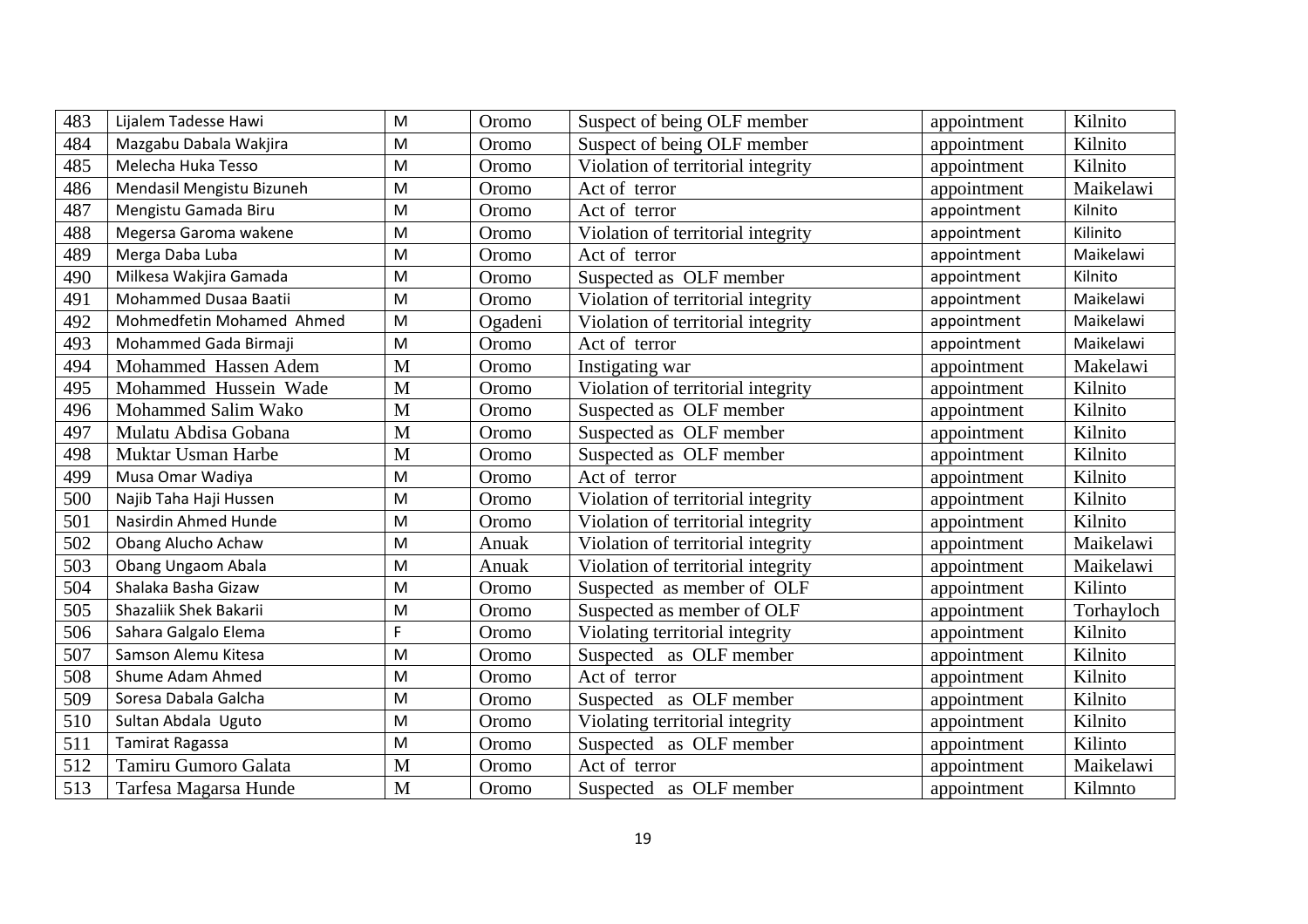| 483 | Lijalem Tadesse Hawi | M | Oromo | Suspect of being OLF member | appointment | Kilnito |
|---|---|---|---|---|---|---|
| 484 | Mazgabu Dabala Wakjira | M | Oromo | Suspect of being OLF member | appointment | Kilnito |
| 485 | Melecha Huka Tesso | M | Oromo | Violation of territorial integrity | appointment | Kilnito |
| 486 | Mendasil Mengistu Bizuneh | M | Oromo | Act of terror | appointment | Maikelawi |
| 487 | Mengistu Gamada Biru | M | Oromo | Act of terror | appointment | Kilnito |
| 488 | Megersa Garoma wakene | M | Oromo | Violation of territorial integrity | appointment | Kilinito |
| 489 | Merga Daba Luba | M | Oromo | Act of terror | appointment | Maikelawi |
| 490 | Milkesa Wakjira Gamada | M | Oromo | Suspected as OLF member | appointment | Kilnito |
| 491 | Mohammed Dusaa Baatii | M | Oromo | Violation of territorial integrity | appointment | Maikelawi |
| 492 | Mohmedfetin Mohamed Ahmed | M | Ogadeni | Violation of territorial integrity | appointment | Maikelawi |
| 493 | Mohammed Gada Birmaji | M | Oromo | Act of terror | appointment | Maikelawi |
| 494 | Mohammed Hassen Adem | M | Oromo | Instigating war | appointment | Makelawi |
| 495 | Mohammed Hussein Wade | M | Oromo | Violation of territorial integrity | appointment | Kilnito |
| 496 | Mohammed Salim Wako | M | Oromo | Suspected as OLF member | appointment | Kilnito |
| 497 | Mulatu Abdisa Gobana | M | Oromo | Suspected as OLF member | appointment | Kilnito |
| 498 | Muktar Usman Harbe | M | Oromo | Suspected as OLF member | appointment | Kilnito |
| 499 | Musa Omar Wadiya | M | Oromo | Act of terror | appointment | Kilnito |
| 500 | Najib Taha Haji Hussen | M | Oromo | Violation of territorial integrity | appointment | Kilnito |
| 501 | Nasirdin Ahmed Hunde | M | Oromo | Violation of territorial integrity | appointment | Kilnito |
| 502 | Obang Alucho Achaw | M | Anuak | Violation of territorial integrity | appointment | Maikelawi |
| 503 | Obang Ungaom Abala | M | Anuak | Violation of territorial integrity | appointment | Maikelawi |
| 504 | Shalaka Basha Gizaw | M | Oromo | Suspected as member of OLF | appointment | Kilinto |
| 505 | Shazaliik Shek Bakarii | M | Oromo | Suspected as member of OLF | appointment | Torhayloch |
| 506 | Sahara Galgalo Elema | F | Oromo | Violating territorial integrity | appointment | Kilnito |
| 507 | Samson Alemu Kitesa | M | Oromo | Suspected as OLF member | appointment | Kilnito |
| 508 | Shume Adam Ahmed | M | Oromo | Act of terror | appointment | Kilnito |
| 509 | Soresa Dabala Galcha | M | Oromo | Suspected as OLF member | appointment | Kilnito |
| 510 | Sultan Abdala Uguto | M | Oromo | Violating territorial integrity | appointment | Kilnito |
| 511 | Tamirat Ragassa | M | Oromo | Suspected as OLF member | appointment | Kilinto |
| 512 | Tamiru Gumoro Galata | M | Oromo | Act of terror | appointment | Maikelawi |
| 513 | Tarfesa Magarsa Hunde | M | Oromo | Suspected as OLF member | appointment | Kilmnto |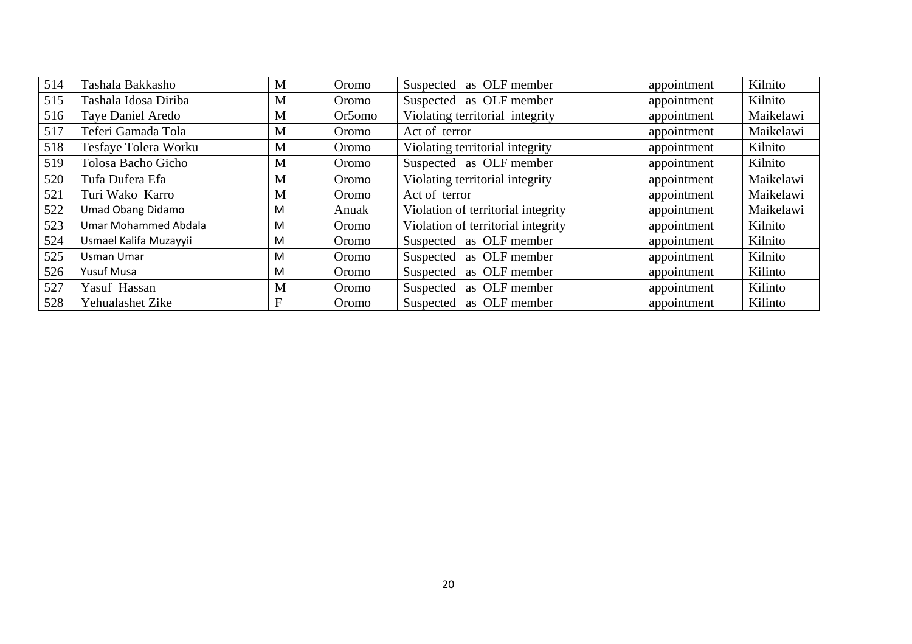| | | | | | | |
|---|---|---|---|---|---|---|
| 514 | Tashala Bakkasho | M | Oromo | Suspected as OLF member | appointment | Kilnito |
| 515 | Tashala Idosa Diriba | M | Oromo | Suspected as OLF member | appointment | Kilnito |
| 516 | Taye Daniel Aredo | M | Or5omo | Violating territorial integrity | appointment | Maikelawi |
| 517 | Teferi Gamada Tola | M | Oromo | Act of terror | appointment | Maikelawi |
| 518 | Tesfaye Tolera Worku | M | Oromo | Violating territorial integrity | appointment | Kilnito |
| 519 | Tolosa Bacho Gicho | M | Oromo | Suspected as OLF member | appointment | Kilnito |
| 520 | Tufa Dufera Efa | M | Oromo | Violating territorial integrity | appointment | Maikelawi |
| 521 | Turi Wako Karro | M | Oromo | Act of terror | appointment | Maikelawi |
| 522 | Umad Obang Didamo | M | Anuak | Violation of territorial integrity | appointment | Maikelawi |
| 523 | Umar Mohammed Abdala | M | Oromo | Violation of territorial integrity | appointment | Kilnito |
| 524 | Usmael Kalifa Muzayyii | M | Oromo | Suspected as OLF member | appointment | Kilnito |
| 525 | Usman Umar | M | Oromo | Suspected as OLF member | appointment | Kilnito |
| 526 | Yusuf Musa | M | Oromo | Suspected as OLF member | appointment | Kilinto |
| 527 | Yasuf Hassan | M | Oromo | Suspected as OLF member | appointment | Kilinto |
| 528 | Yehualashet Zike | F | Oromo | Suspected as OLF member | appointment | Kilinto |